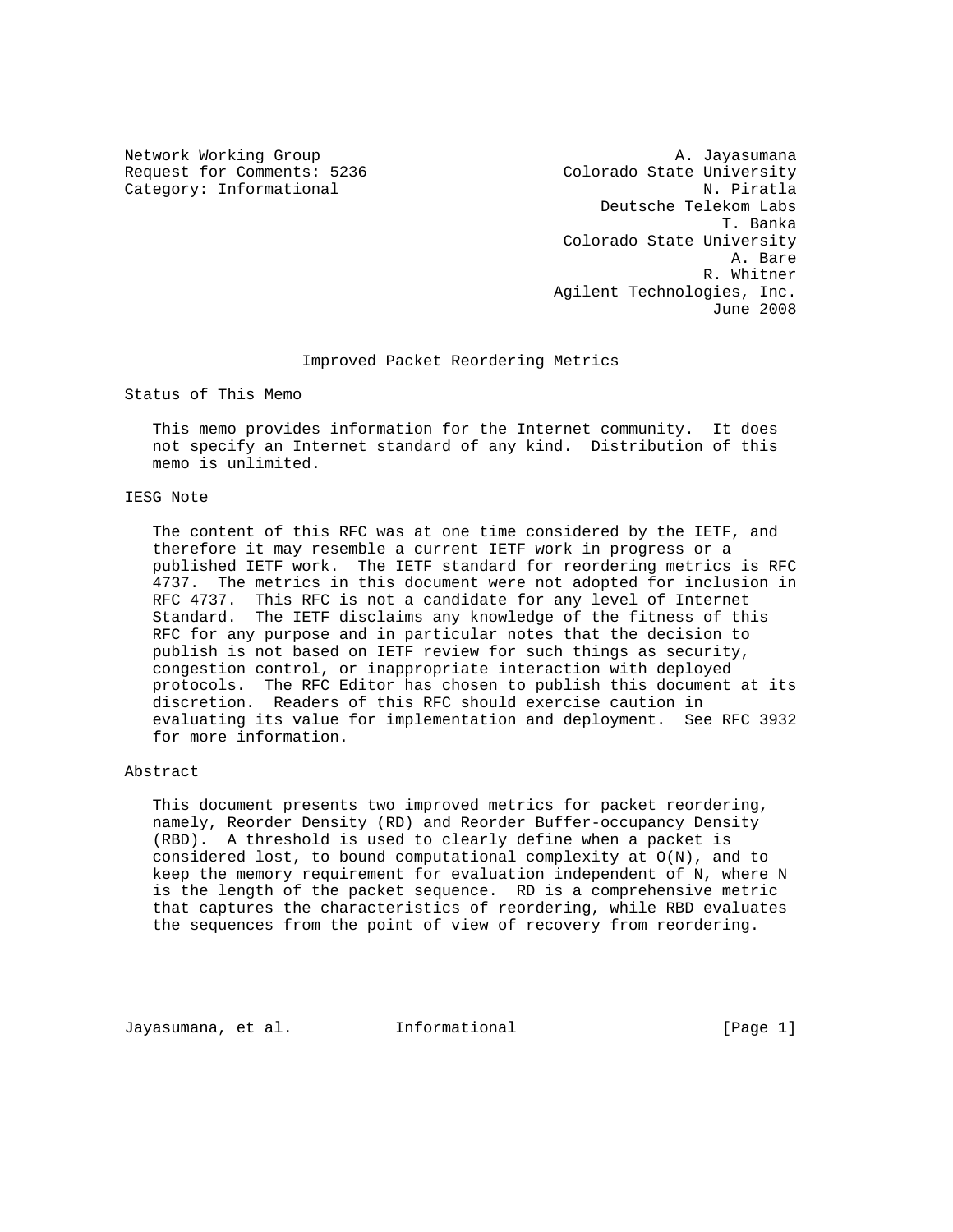Network Working Group A. Jayasumana
Request for Comments: 5236 Colorado State University
Category: Informational N. Piratla
Deutsche Telekom Labs
T. Banka
Colorado State University
A. Bare
R. Whitner
Agilent Technologies, Inc.
June 2008

# Improved Packet Reordering Metrics

## Status of This Memo

This memo provides information for the Internet community. It does not specify an Internet standard of any kind. Distribution of this memo is unlimited.

## IESG Note

The content of this RFC was at one time considered by the IETF, and therefore it may resemble a current IETF work in progress or a published IETF work. The IETF standard for reordering metrics is RFC 4737. The metrics in this document were not adopted for inclusion in RFC 4737. This RFC is not a candidate for any level of Internet Standard. The IETF disclaims any knowledge of the fitness of this RFC for any purpose and in particular notes that the decision to publish is not based on IETF review for such things as security, congestion control, or inappropriate interaction with deployed protocols. The RFC Editor has chosen to publish this document at its discretion. Readers of this RFC should exercise caution in evaluating its value for implementation and deployment. See RFC 3932 for more information.

## Abstract

This document presents two improved metrics for packet reordering, namely, Reorder Density (RD) and Reorder Buffer-occupancy Density (RBD). A threshold is used to clearly define when a packet is considered lost, to bound computational complexity at O(N), and to keep the memory requirement for evaluation independent of N, where N is the length of the packet sequence. RD is a comprehensive metric that captures the characteristics of reordering, while RBD evaluates the sequences from the point of view of recovery from reordering.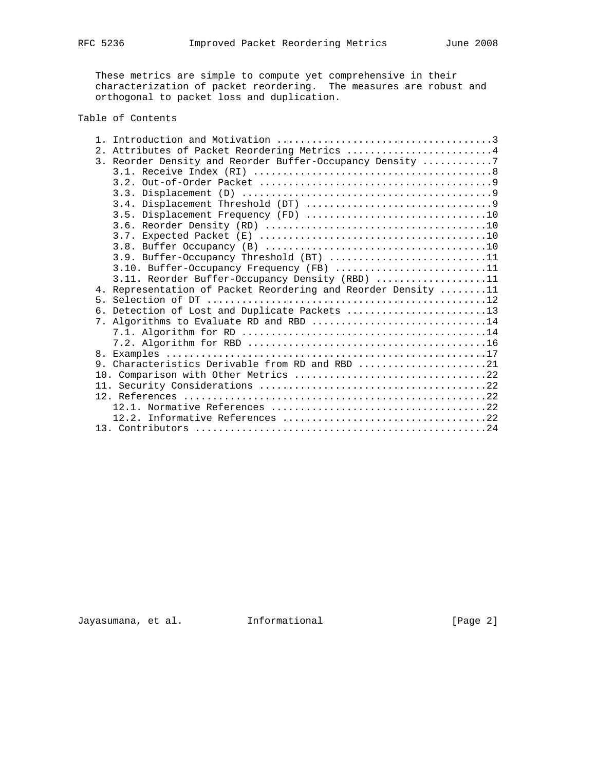These metrics are simple to compute yet comprehensive in their characterization of packet reordering. The measures are robust and orthogonal to packet loss and duplication.

## Table of Contents

```
   1. Introduction and Motivation ....................................3
   2. Attributes of Packet Reordering Metrics .........................4
   3. Reorder Density and Reorder Buffer-Occupancy Density ............7
      3.1. Receive Index (RI) .........................................8
      3.2. Out-of-Order Packet ........................................9
      3.3. Displacement (D) ...........................................9
      3.4. Displacement Threshold (DT) ................................9
      3.5. Displacement Frequency (FD) ...............................10
      3.6. Reorder Density (RD) ......................................10
      3.7. Expected Packet (E) .......................................10
      3.8. Buffer Occupancy (B) ......................................10
      3.9. Buffer-Occupancy Threshold (BT) ...........................11
      3.10. Buffer-Occupancy Frequency (FB) ..........................11
      3.11. Reorder Buffer-Occupancy Density (RBD) ...................11
   4. Representation of Packet Reordering and Reorder Density ........11
   5. Selection of DT ................................................12
   6. Detection of Lost and Duplicate Packets ........................13
   7. Algorithms to Evaluate RD and RBD ..............................14
      7.1. Algorithm for RD ..........................................14
      7.2. Algorithm for RBD .........................................16
   8. Examples .......................................................17
   9. Characteristics Derivable from RD and RBD ......................21
   10. Comparison with Other Metrics .................................22
   11. Security Considerations .......................................22
   12. References ....................................................22
      12.1. Normative References .....................................22
      12.2. Informative References ...................................22
   13. Contributors ..................................................24
```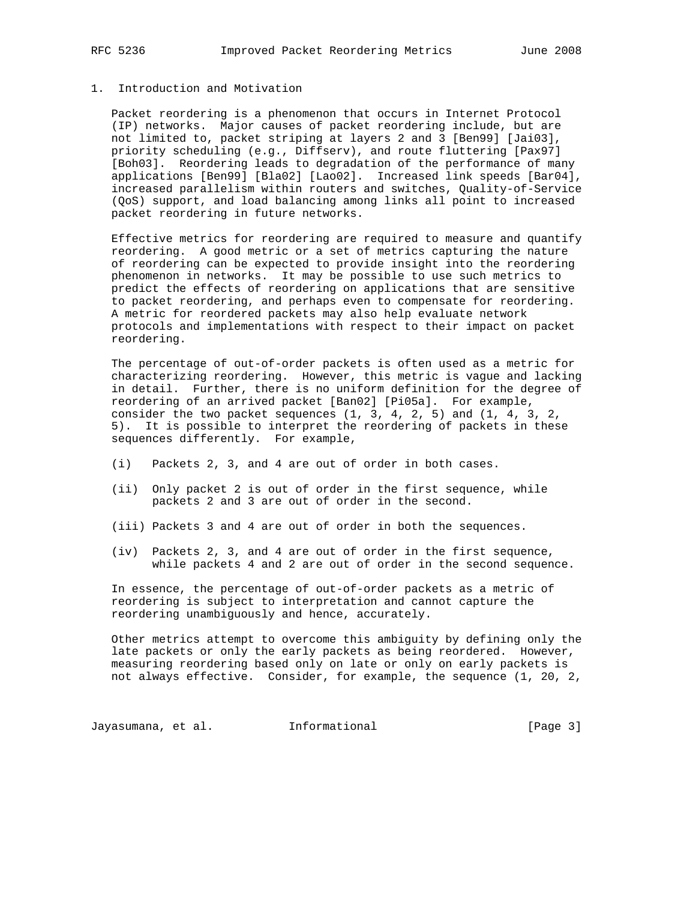## 1. Introduction and Motivation

Packet reordering is a phenomenon that occurs in Internet Protocol (IP) networks. Major causes of packet reordering include, but are not limited to, packet striping at layers 2 and 3 [Ben99] [Jai03], priority scheduling (e.g., Diffserv), and route fluttering [Pax97] [Boh03]. Reordering leads to degradation of the performance of many applications [Ben99] [Bla02] [Lao02]. Increased link speeds [Bar04], increased parallelism within routers and switches, Quality-of-Service (QoS) support, and load balancing among links all point to increased packet reordering in future networks.

Effective metrics for reordering are required to measure and quantify reordering. A good metric or a set of metrics capturing the nature of reordering can be expected to provide insight into the reordering phenomenon in networks. It may be possible to use such metrics to predict the effects of reordering on applications that are sensitive to packet reordering, and perhaps even to compensate for reordering. A metric for reordered packets may also help evaluate network protocols and implementations with respect to their impact on packet reordering.

The percentage of out-of-order packets is often used as a metric for characterizing reordering. However, this metric is vague and lacking in detail. Further, there is no uniform definition for the degree of reordering of an arrived packet [Ban02] [Pi05a]. For example, consider the two packet sequences (1, 3, 4, 2, 5) and (1, 4, 3, 2, 5). It is possible to interpret the reordering of packets in these sequences differently. For example,

- (i) Packets 2, 3, and 4 are out of order in both cases.
- (ii) Only packet 2 is out of order in the first sequence, while packets 2 and 3 are out of order in the second.
- (iii) Packets 3 and 4 are out of order in both the sequences.
- (iv) Packets 2, 3, and 4 are out of order in the first sequence, while packets 4 and 2 are out of order in the second sequence.

In essence, the percentage of out-of-order packets as a metric of reordering is subject to interpretation and cannot capture the reordering unambiguously and hence, accurately.

Other metrics attempt to overcome this ambiguity by defining only the late packets or only the early packets as being reordered. However, measuring reordering based only on late or only on early packets is not always effective. Consider, for example, the sequence (1, 20, 2,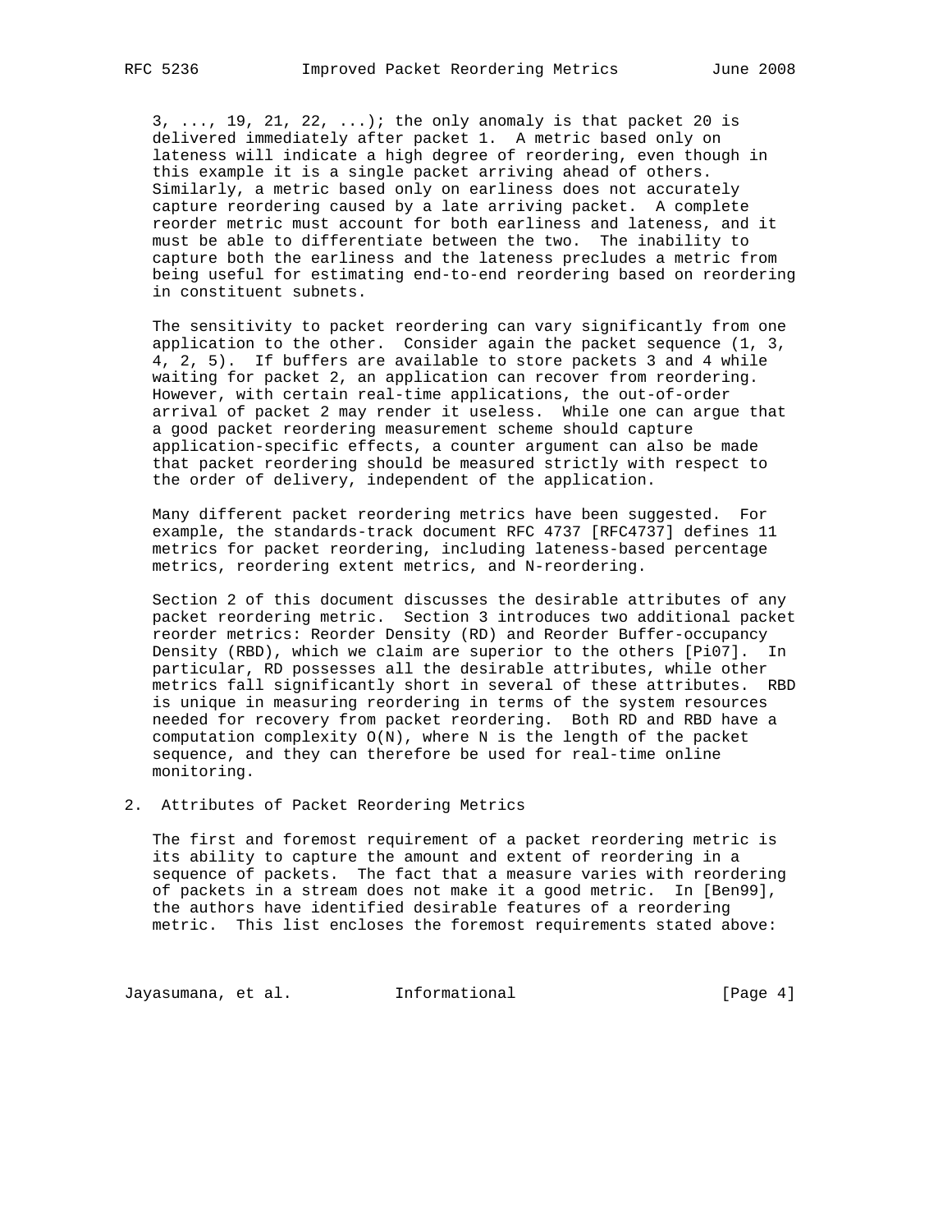3, ..., 19, 21, 22, ...); the only anomaly is that packet 20 is delivered immediately after packet 1. A metric based only on lateness will indicate a high degree of reordering, even though in this example it is a single packet arriving ahead of others. Similarly, a metric based only on earliness does not accurately capture reordering caused by a late arriving packet. A complete reorder metric must account for both earliness and lateness, and it must be able to differentiate between the two. The inability to capture both the earliness and the lateness precludes a metric from being useful for estimating end-to-end reordering based on reordering in constituent subnets.

The sensitivity to packet reordering can vary significantly from one application to the other. Consider again the packet sequence (1, 3, 4, 2, 5). If buffers are available to store packets 3 and 4 while waiting for packet 2, an application can recover from reordering. However, with certain real-time applications, the out-of-order arrival of packet 2 may render it useless. While one can argue that a good packet reordering measurement scheme should capture application-specific effects, a counter argument can also be made that packet reordering should be measured strictly with respect to the order of delivery, independent of the application.

Many different packet reordering metrics have been suggested. For example, the standards-track document RFC 4737 [RFC4737] defines 11 metrics for packet reordering, including lateness-based percentage metrics, reordering extent metrics, and N-reordering.

Section 2 of this document discusses the desirable attributes of any packet reordering metric. Section 3 introduces two additional packet reorder metrics: Reorder Density (RD) and Reorder Buffer-occupancy Density (RBD), which we claim are superior to the others [Pi07]. In particular, RD possesses all the desirable attributes, while other metrics fall significantly short in several of these attributes. RBD is unique in measuring reordering in terms of the system resources needed for recovery from packet reordering. Both RD and RBD have a computation complexity O(N), where N is the length of the packet sequence, and they can therefore be used for real-time online monitoring.

## 2. Attributes of Packet Reordering Metrics

The first and foremost requirement of a packet reordering metric is its ability to capture the amount and extent of reordering in a sequence of packets. The fact that a measure varies with reordering of packets in a stream does not make it a good metric. In [Ben99], the authors have identified desirable features of a reordering metric. This list encloses the foremost requirements stated above: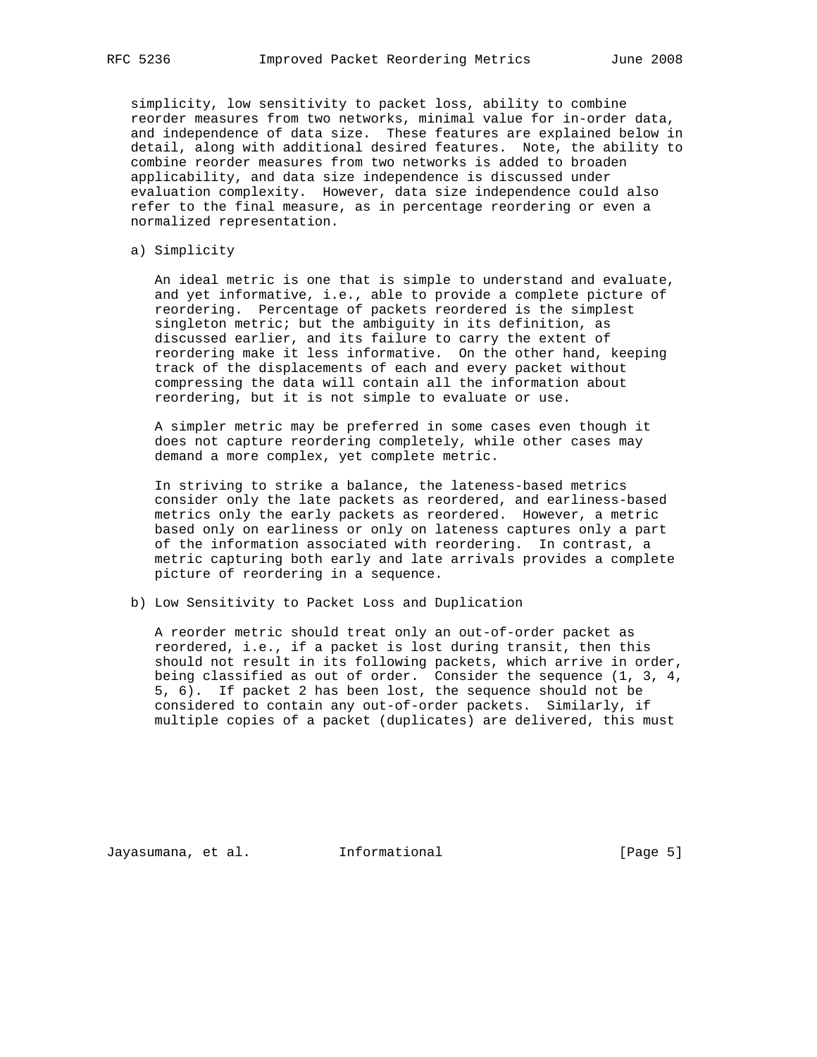simplicity, low sensitivity to packet loss, ability to combine reorder measures from two networks, minimal value for in-order data, and independence of data size. These features are explained below in detail, along with additional desired features. Note, the ability to combine reorder measures from two networks is added to broaden applicability, and data size independence is discussed under evaluation complexity. However, data size independence could also refer to the final measure, as in percentage reordering or even a normalized representation.

a) Simplicity

An ideal metric is one that is simple to understand and evaluate, and yet informative, i.e., able to provide a complete picture of reordering. Percentage of packets reordered is the simplest singleton metric; but the ambiguity in its definition, as discussed earlier, and its failure to carry the extent of reordering make it less informative. On the other hand, keeping track of the displacements of each and every packet without compressing the data will contain all the information about reordering, but it is not simple to evaluate or use.

A simpler metric may be preferred in some cases even though it does not capture reordering completely, while other cases may demand a more complex, yet complete metric.

In striving to strike a balance, the lateness-based metrics consider only the late packets as reordered, and earliness-based metrics only the early packets as reordered. However, a metric based only on earliness or only on lateness captures only a part of the information associated with reordering. In contrast, a metric capturing both early and late arrivals provides a complete picture of reordering in a sequence.

b) Low Sensitivity to Packet Loss and Duplication

A reorder metric should treat only an out-of-order packet as reordered, i.e., if a packet is lost during transit, then this should not result in its following packets, which arrive in order, being classified as out of order. Consider the sequence (1, 3, 4, 5, 6). If packet 2 has been lost, the sequence should not be considered to contain any out-of-order packets. Similarly, if multiple copies of a packet (duplicates) are delivered, this must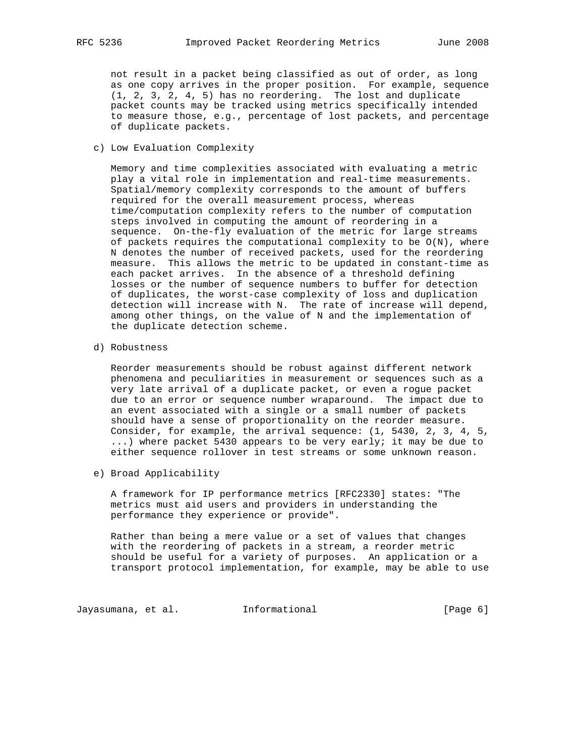not result in a packet being classified as out of order, as long as one copy arrives in the proper position. For example, sequence (1, 2, 3, 2, 4, 5) has no reordering. The lost and duplicate packet counts may be tracked using metrics specifically intended to measure those, e.g., percentage of lost packets, and percentage of duplicate packets.

c) Low Evaluation Complexity

Memory and time complexities associated with evaluating a metric play a vital role in implementation and real-time measurements. Spatial/memory complexity corresponds to the amount of buffers required for the overall measurement process, whereas time/computation complexity refers to the number of computation steps involved in computing the amount of reordering in a sequence. On-the-fly evaluation of the metric for large streams of packets requires the computational complexity to be $O(N)$, where N denotes the number of received packets, used for the reordering measure. This allows the metric to be updated in constant-time as each packet arrives. In the absence of a threshold defining losses or the number of sequence numbers to buffer for detection of duplicates, the worst-case complexity of loss and duplication detection will increase with N. The rate of increase will depend, among other things, on the value of N and the implementation of the duplicate detection scheme.

d) Robustness

Reorder measurements should be robust against different network phenomena and peculiarities in measurement or sequences such as a very late arrival of a duplicate packet, or even a rogue packet due to an error or sequence number wraparound. The impact due to an event associated with a single or a small number of packets should have a sense of proportionality on the reorder measure. Consider, for example, the arrival sequence: (1, 5430, 2, 3, 4, 5, ...) where packet 5430 appears to be very early; it may be due to either sequence rollover in test streams or some unknown reason.

e) Broad Applicability

A framework for IP performance metrics [RFC2330] states: "The metrics must aid users and providers in understanding the performance they experience or provide".

Rather than being a mere value or a set of values that changes with the reordering of packets in a stream, a reorder metric should be useful for a variety of purposes. An application or a transport protocol implementation, for example, may be able to use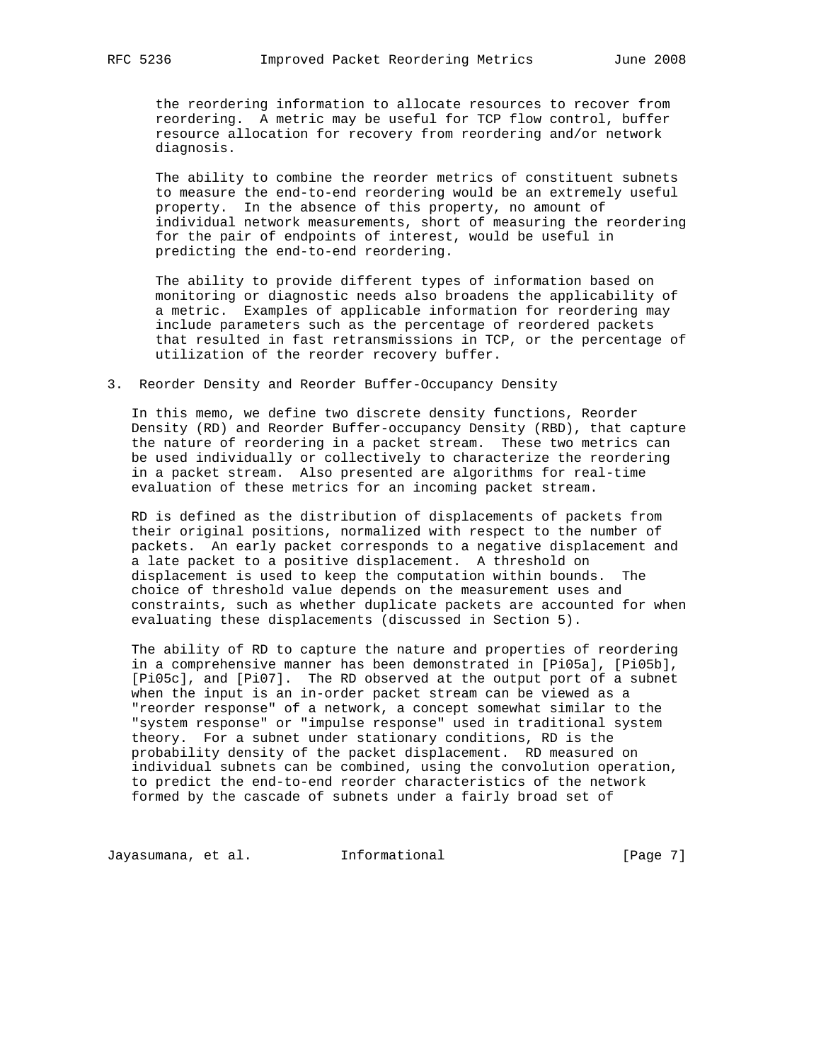the reordering information to allocate resources to recover from reordering. A metric may be useful for TCP flow control, buffer resource allocation for recovery from reordering and/or network diagnosis.

The ability to combine the reorder metrics of constituent subnets to measure the end-to-end reordering would be an extremely useful property. In the absence of this property, no amount of individual network measurements, short of measuring the reordering for the pair of endpoints of interest, would be useful in predicting the end-to-end reordering.

The ability to provide different types of information based on monitoring or diagnostic needs also broadens the applicability of a metric. Examples of applicable information for reordering may include parameters such as the percentage of reordered packets that resulted in fast retransmissions in TCP, or the percentage of utilization of the reorder recovery buffer.

## 3. Reorder Density and Reorder Buffer-Occupancy Density

In this memo, we define two discrete density functions, Reorder Density (RD) and Reorder Buffer-occupancy Density (RBD), that capture the nature of reordering in a packet stream. These two metrics can be used individually or collectively to characterize the reordering in a packet stream. Also presented are algorithms for real-time evaluation of these metrics for an incoming packet stream.

RD is defined as the distribution of displacements of packets from their original positions, normalized with respect to the number of packets. An early packet corresponds to a negative displacement and a late packet to a positive displacement. A threshold on displacement is used to keep the computation within bounds. The choice of threshold value depends on the measurement uses and constraints, such as whether duplicate packets are accounted for when evaluating these displacements (discussed in Section 5).

The ability of RD to capture the nature and properties of reordering in a comprehensive manner has been demonstrated in [Pi05a], [Pi05b], [Pi05c], and [Pi07]. The RD observed at the output port of a subnet when the input is an in-order packet stream can be viewed as a "reorder response" of a network, a concept somewhat similar to the "system response" or "impulse response" used in traditional system theory. For a subnet under stationary conditions, RD is the probability density of the packet displacement. RD measured on individual subnets can be combined, using the convolution operation, to predict the end-to-end reorder characteristics of the network formed by the cascade of subnets under a fairly broad set of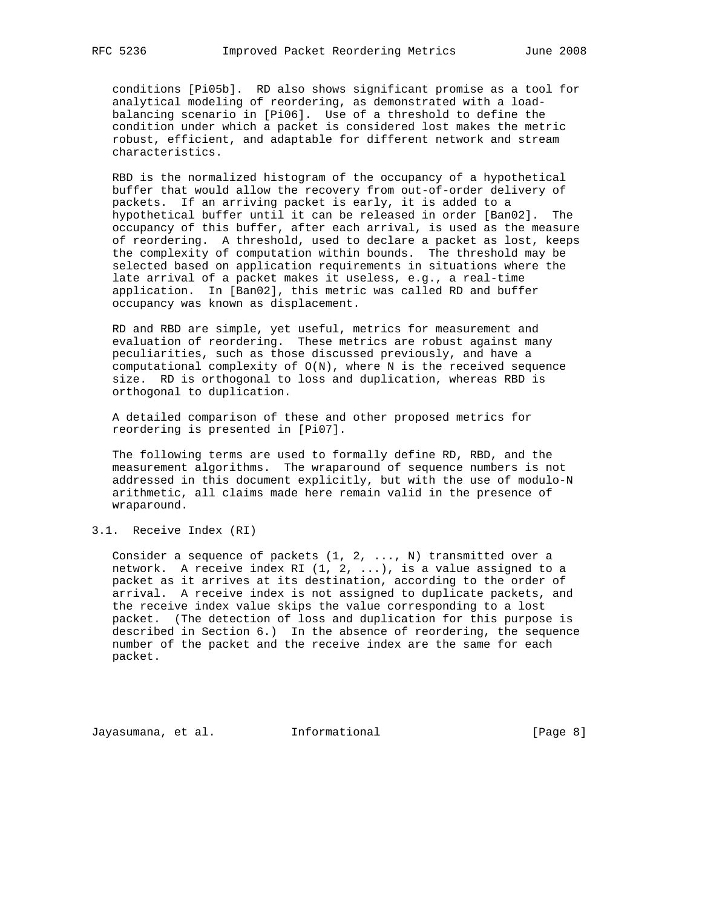conditions [Pi05b]. RD also shows significant promise as a tool for analytical modeling of reordering, as demonstrated with a load-balancing scenario in [Pi06]. Use of a threshold to define the condition under which a packet is considered lost makes the metric robust, efficient, and adaptable for different network and stream characteristics.

RBD is the normalized histogram of the occupancy of a hypothetical buffer that would allow the recovery from out-of-order delivery of packets. If an arriving packet is early, it is added to a hypothetical buffer until it can be released in order [Ban02]. The occupancy of this buffer, after each arrival, is used as the measure of reordering. A threshold, used to declare a packet as lost, keeps the complexity of computation within bounds. The threshold may be selected based on application requirements in situations where the late arrival of a packet makes it useless, e.g., a real-time application. In [Ban02], this metric was called RD and buffer occupancy was known as displacement.

RD and RBD are simple, yet useful, metrics for measurement and evaluation of reordering. These metrics are robust against many peculiarities, such as those discussed previously, and have a computational complexity of $O(N)$, where N is the received sequence size. RD is orthogonal to loss and duplication, whereas RBD is orthogonal to duplication.

A detailed comparison of these and other proposed metrics for reordering is presented in [Pi07].

The following terms are used to formally define RD, RBD, and the measurement algorithms. The wraparound of sequence numbers is not addressed in this document explicitly, but with the use of modulo-N arithmetic, all claims made here remain valid in the presence of wraparound.

### 3.1. Receive Index (RI)

Consider a sequence of packets (1, 2, ..., N) transmitted over a network. A receive index RI (1, 2, ...), is a value assigned to a packet as it arrives at its destination, according to the order of arrival. A receive index is not assigned to duplicate packets, and the receive index value skips the value corresponding to a lost packet. (The detection of loss and duplication for this purpose is described in Section 6.) In the absence of reordering, the sequence number of the packet and the receive index are the same for each packet.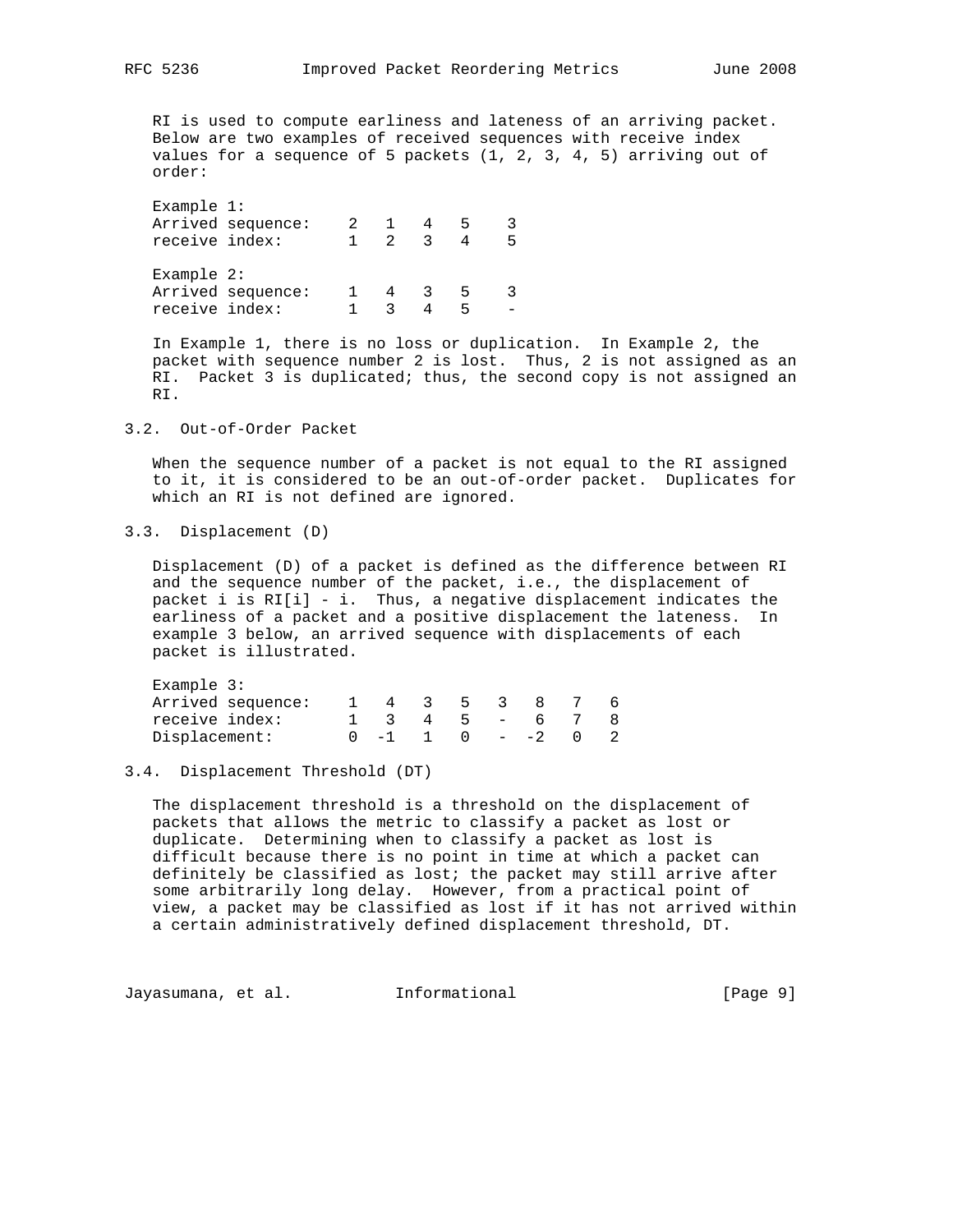RI is used to compute earliness and lateness of an arriving packet. Below are two examples of received sequences with receive index values for a sequence of 5 packets (1, 2, 3, 4, 5) arriving out of order:

Example 1:

| Arrived sequence: | 2 | 1 | 4 | 5 | 3 |
|---|---|---|---|---|---|
| receive index: | 1 | 2 | 3 | 4 | 5 |

Example 2:

| Arrived sequence: | 1 | 4 | 3 | 5 | 3 |
|---|---|---|---|---|---|
| receive index: | 1 | 3 | 4 | 5 | - |

In Example 1, there is no loss or duplication. In Example 2, the packet with sequence number 2 is lost. Thus, 2 is not assigned as an RI. Packet 3 is duplicated; thus, the second copy is not assigned an RI.

### 3.2. Out-of-Order Packet

When the sequence number of a packet is not equal to the RI assigned to it, it is considered to be an out-of-order packet. Duplicates for which an RI is not defined are ignored.

### 3.3. Displacement (D)

Displacement (D) of a packet is defined as the difference between RI and the sequence number of the packet, i.e., the displacement of packet i is RI[i] - i. Thus, a negative displacement indicates the earliness of a packet and a positive displacement the lateness. In example 3 below, an arrived sequence with displacements of each packet is illustrated.

Example 3:

| Arrived sequence: | 1 | 4 | 3 | 5 | 3 | 8 | 7 | 6 |
|---|---|---|---|---|---|---|---|---|
| receive index: | 1 | 3 | 4 | 5 | - | 6 | 7 | 8 |
| Displacement: | 0 | -1 | 1 | 0 | - | -2 | 0 | 2 |

### 3.4. Displacement Threshold (DT)

The displacement threshold is a threshold on the displacement of packets that allows the metric to classify a packet as lost or duplicate. Determining when to classify a packet as lost is difficult because there is no point in time at which a packet can definitely be classified as lost; the packet may still arrive after some arbitrarily long delay. However, from a practical point of view, a packet may be classified as lost if it has not arrived within a certain administratively defined displacement threshold, DT.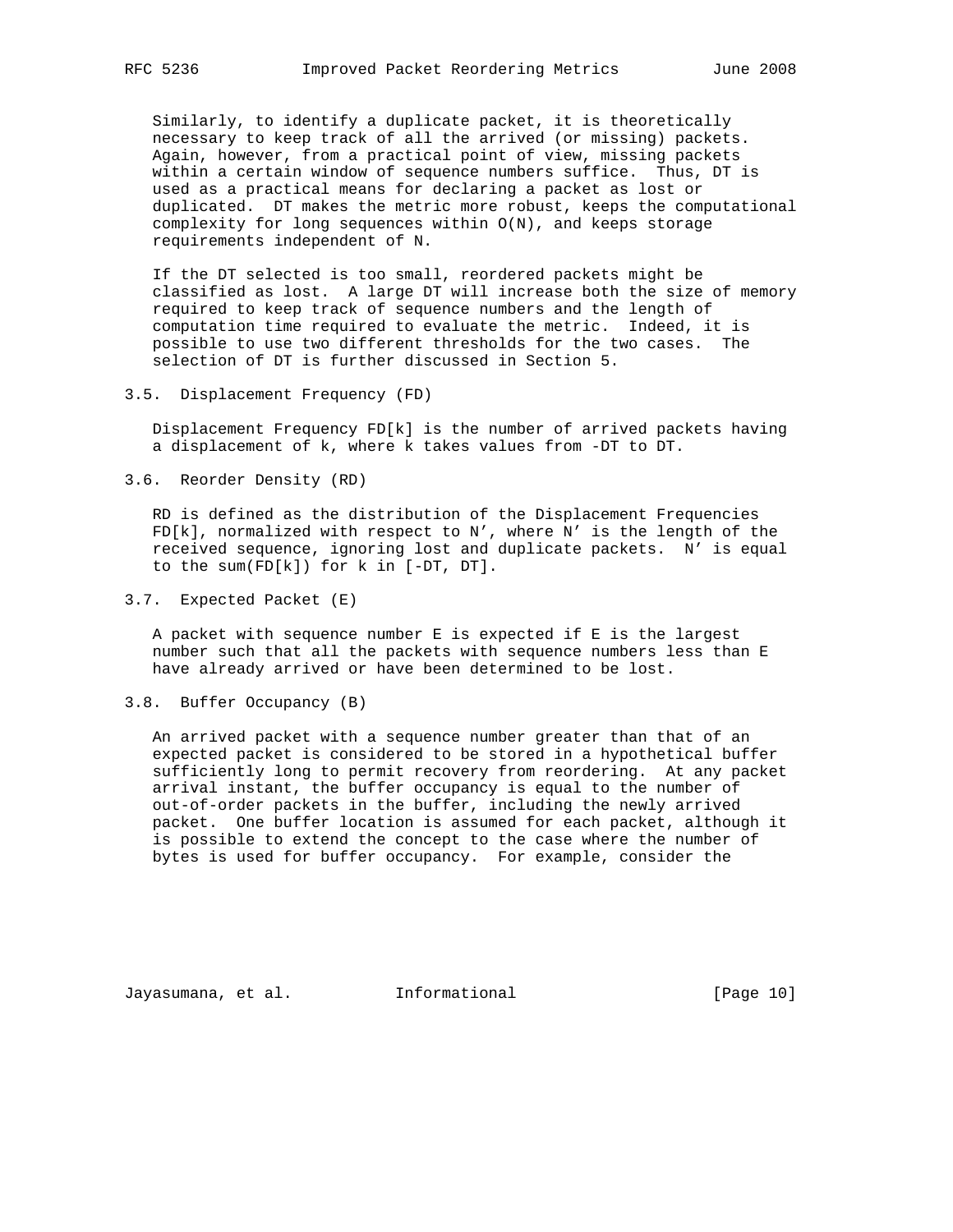Similarly, to identify a duplicate packet, it is theoretically necessary to keep track of all the arrived (or missing) packets. Again, however, from a practical point of view, missing packets within a certain window of sequence numbers suffice. Thus, DT is used as a practical means for declaring a packet as lost or duplicated. DT makes the metric more robust, keeps the computational complexity for long sequences within O(N), and keeps storage requirements independent of N.

If the DT selected is too small, reordered packets might be classified as lost. A large DT will increase both the size of memory required to keep track of sequence numbers and the length of computation time required to evaluate the metric. Indeed, it is possible to use two different thresholds for the two cases. The selection of DT is further discussed in Section 5.

### 3.5. Displacement Frequency (FD)

Displacement Frequency FD[k] is the number of arrived packets having a displacement of k, where k takes values from -DT to DT.

### 3.6. Reorder Density (RD)

RD is defined as the distribution of the Displacement Frequencies FD[k], normalized with respect to N', where N' is the length of the received sequence, ignoring lost and duplicate packets. N' is equal to the sum(FD[k]) for k in [-DT, DT].

### 3.7. Expected Packet (E)

A packet with sequence number E is expected if E is the largest number such that all the packets with sequence numbers less than E have already arrived or have been determined to be lost.

### 3.8. Buffer Occupancy (B)

An arrived packet with a sequence number greater than that of an expected packet is considered to be stored in a hypothetical buffer sufficiently long to permit recovery from reordering. At any packet arrival instant, the buffer occupancy is equal to the number of out-of-order packets in the buffer, including the newly arrived packet. One buffer location is assumed for each packet, although it is possible to extend the concept to the case where the number of bytes is used for buffer occupancy. For example, consider the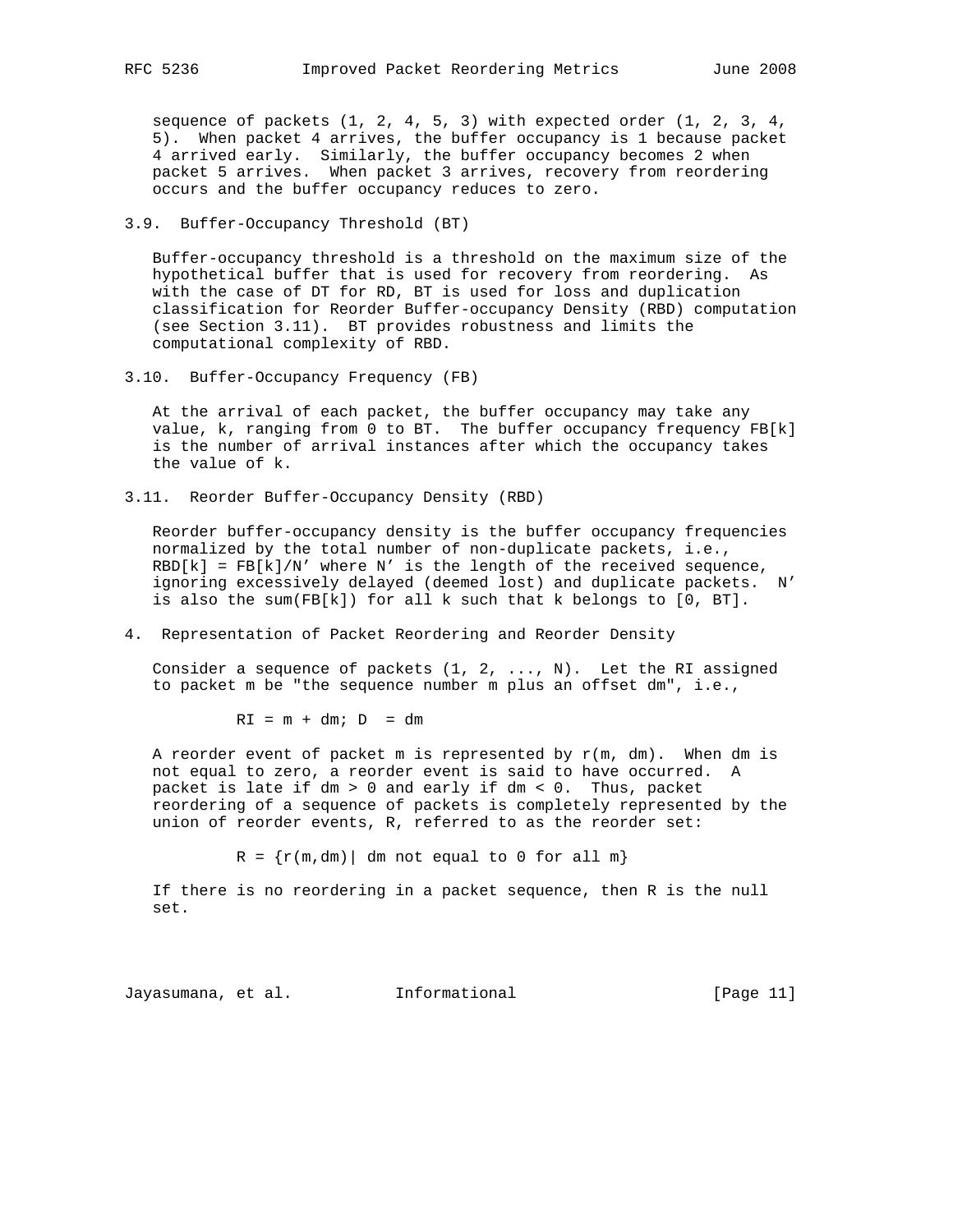sequence of packets (1, 2, 4, 5, 3) with expected order (1, 2, 3, 4, 5). When packet 4 arrives, the buffer occupancy is 1 because packet 4 arrived early. Similarly, the buffer occupancy becomes 2 when packet 5 arrives. When packet 3 arrives, recovery from reordering occurs and the buffer occupancy reduces to zero.

### 3.9. Buffer-Occupancy Threshold (BT)

Buffer-occupancy threshold is a threshold on the maximum size of the hypothetical buffer that is used for recovery from reordering. As with the case of DT for RD, BT is used for loss and duplication classification for Reorder Buffer-occupancy Density (RBD) computation (see Section 3.11). BT provides robustness and limits the computational complexity of RBD.

### 3.10. Buffer-Occupancy Frequency (FB)

At the arrival of each packet, the buffer occupancy may take any value, k, ranging from 0 to BT. The buffer occupancy frequency FB[k] is the number of arrival instances after which the occupancy takes the value of k.

### 3.11. Reorder Buffer-Occupancy Density (RBD)

Reorder buffer-occupancy density is the buffer occupancy frequencies normalized by the total number of non-duplicate packets, i.e., RBD[k] = FB[k]/N' where N' is the length of the received sequence, ignoring excessively delayed (deemed lost) and duplicate packets. N' is also the sum(FB[k]) for all k such that k belongs to [0, BT].

## 4. Representation of Packet Reordering and Reorder Density

Consider a sequence of packets (1, 2, ..., N). Let the RI assigned to packet m be "the sequence number m plus an offset dm", i.e.,

```
RI = m + dm; D  = dm
```

A reorder event of packet m is represented by r(m, dm). When dm is not equal to zero, a reorder event is said to have occurred. A packet is late if dm > 0 and early if dm < 0. Thus, packet reordering of a sequence of packets is completely represented by the union of reorder events, R, referred to as the reorder set:

```
R = {r(m,dm)| dm not equal to 0 for all m}
```

If there is no reordering in a packet sequence, then R is the null set.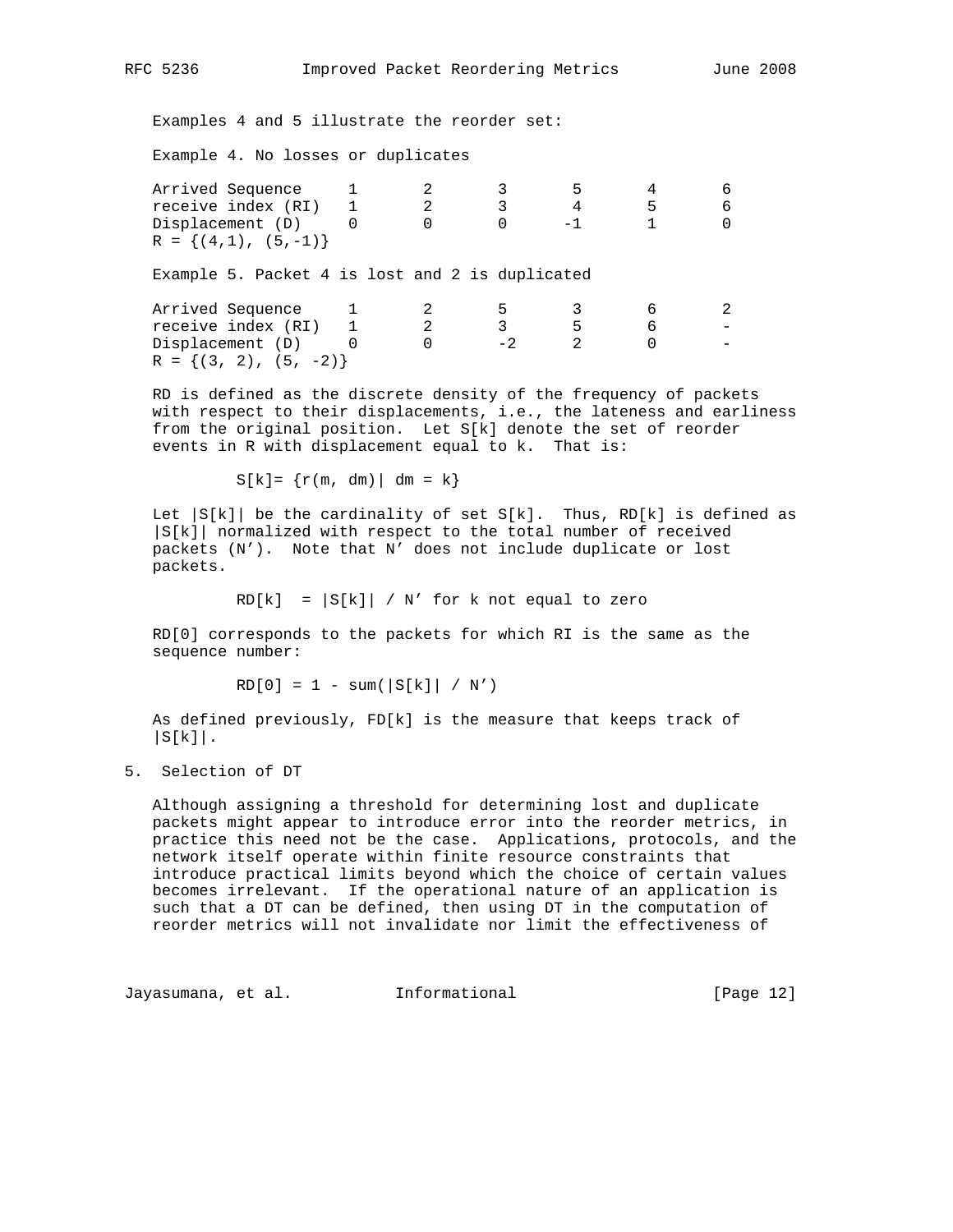Examples 4 and 5 illustrate the reorder set:

Example 4. No losses or duplicates

| Arrived Sequence | 1 | 2 | 3 | 5 | 4 | 6 |
|---|---|---|---|---|---|---|
| receive index (RI) | 1 | 2 | 3 | 4 | 5 | 6 |
| Displacement (D) | 0 | 0 | 0 | -1 | 1 | 0 |

R = {(4,1), (5,-1)}

Example 5. Packet 4 is lost and 2 is duplicated

| Arrived Sequence | 1 | 2 | 5 | 3 | 6 | 2 |
|---|---|---|---|---|---|---|
| receive index (RI) | 1 | 2 | 3 | 5 | 6 | - |
| Displacement (D) | 0 | 0 | -2 | 2 | 0 | - |

R = {(3, 2), (5, -2)}

RD is defined as the discrete density of the frequency of packets with respect to their displacements, i.e., the lateness and earliness from the original position. Let S[k] denote the set of reorder events in R with displacement equal to k. That is:

$$S[k]= \{r(m, dm) | dm = k\}$$

Let |S[k]| be the cardinality of set S[k]. Thus, RD[k] is defined as |S[k]| normalized with respect to the total number of received packets (N'). Note that N' does not include duplicate or lost packets.

$$RD[k] = |S[k]| / N' \text{ for k not equal to zero}$$

RD[0] corresponds to the packets for which RI is the same as the sequence number:

$$RD[0] = 1 - \text{sum}(|S[k]| / N')$$

As defined previously, FD[k] is the measure that keeps track of |S[k]|.

## 5. Selection of DT

Although assigning a threshold for determining lost and duplicate packets might appear to introduce error into the reorder metrics, in practice this need not be the case. Applications, protocols, and the network itself operate within finite resource constraints that introduce practical limits beyond which the choice of certain values becomes irrelevant. If the operational nature of an application is such that a DT can be defined, then using DT in the computation of reorder metrics will not invalidate nor limit the effectiveness of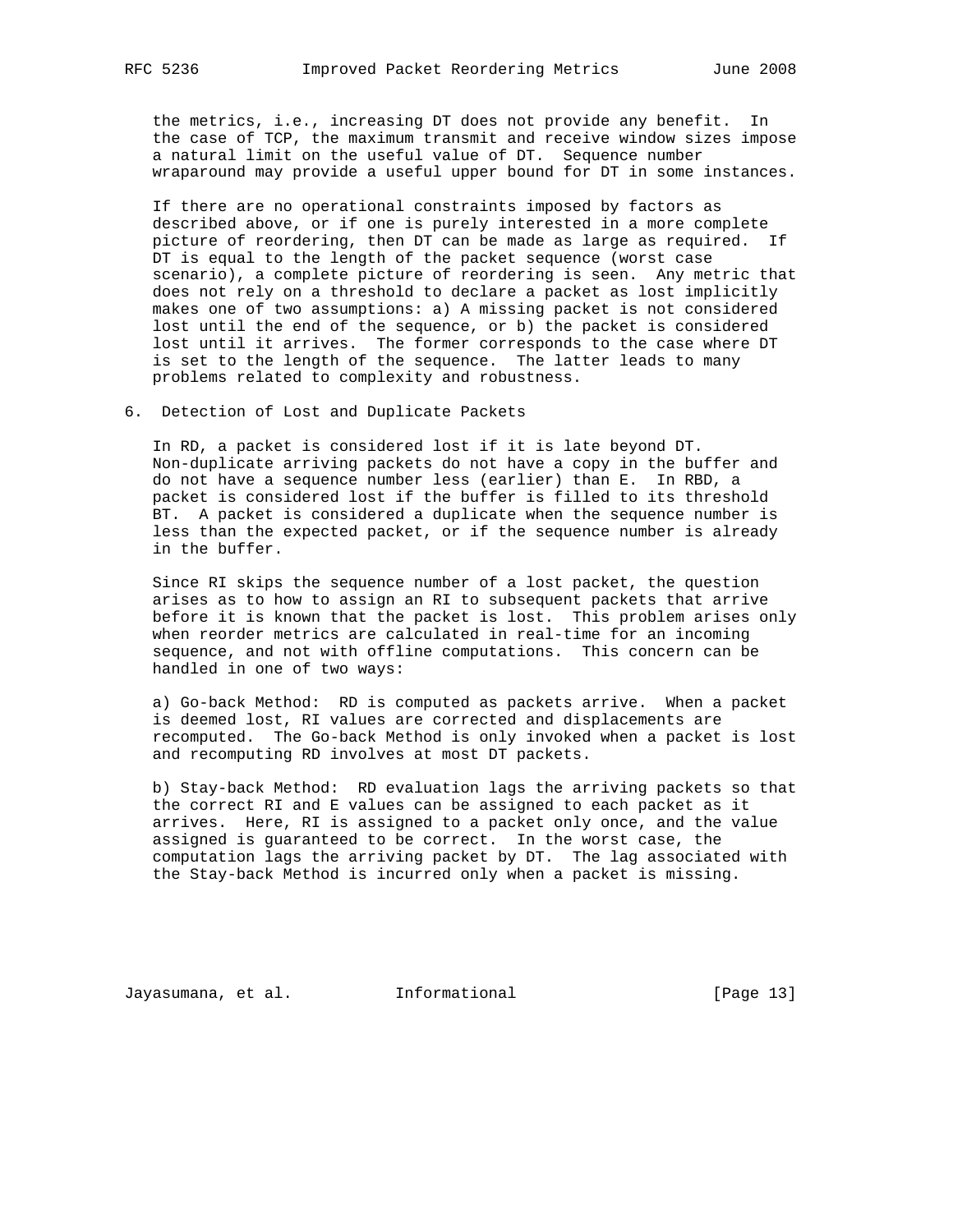the metrics, i.e., increasing DT does not provide any benefit. In the case of TCP, the maximum transmit and receive window sizes impose a natural limit on the useful value of DT. Sequence number wraparound may provide a useful upper bound for DT in some instances.

If there are no operational constraints imposed by factors as described above, or if one is purely interested in a more complete picture of reordering, then DT can be made as large as required. If DT is equal to the length of the packet sequence (worst case scenario), a complete picture of reordering is seen. Any metric that does not rely on a threshold to declare a packet as lost implicitly makes one of two assumptions: a) A missing packet is not considered lost until the end of the sequence, or b) the packet is considered lost until it arrives. The former corresponds to the case where DT is set to the length of the sequence. The latter leads to many problems related to complexity and robustness.

## 6. Detection of Lost and Duplicate Packets

In RD, a packet is considered lost if it is late beyond DT. Non-duplicate arriving packets do not have a copy in the buffer and do not have a sequence number less (earlier) than E. In RBD, a packet is considered lost if the buffer is filled to its threshold BT. A packet is considered a duplicate when the sequence number is less than the expected packet, or if the sequence number is already in the buffer.

Since RI skips the sequence number of a lost packet, the question arises as to how to assign an RI to subsequent packets that arrive before it is known that the packet is lost. This problem arises only when reorder metrics are calculated in real-time for an incoming sequence, and not with offline computations. This concern can be handled in one of two ways:

a) Go-back Method: RD is computed as packets arrive. When a packet is deemed lost, RI values are corrected and displacements are recomputed. The Go-back Method is only invoked when a packet is lost and recomputing RD involves at most DT packets.

b) Stay-back Method: RD evaluation lags the arriving packets so that the correct RI and E values can be assigned to each packet as it arrives. Here, RI is assigned to a packet only once, and the value assigned is guaranteed to be correct. In the worst case, the computation lags the arriving packet by DT. The lag associated with the Stay-back Method is incurred only when a packet is missing.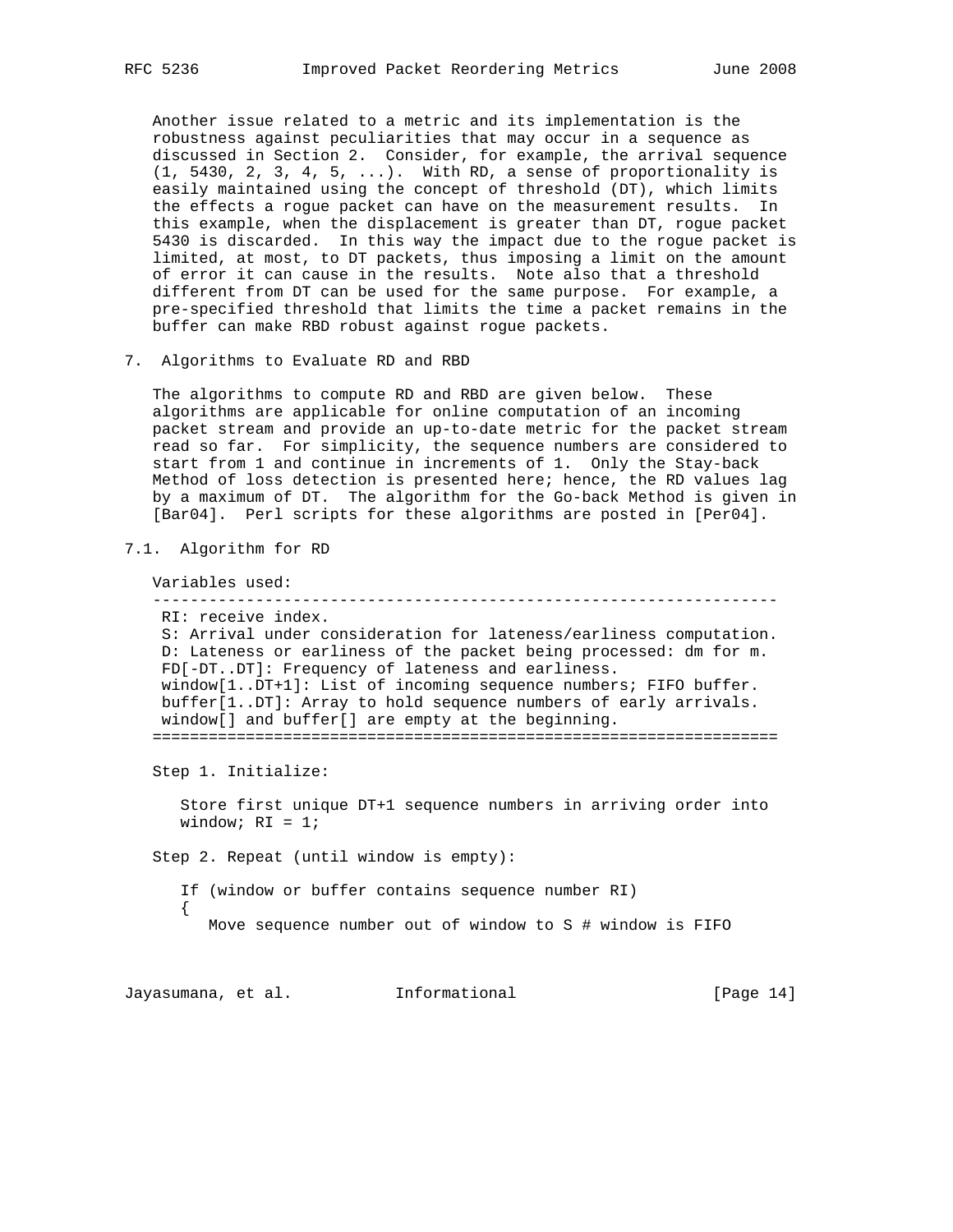Another issue related to a metric and its implementation is the robustness against peculiarities that may occur in a sequence as discussed in Section 2. Consider, for example, the arrival sequence (1, 5430, 2, 3, 4, 5, ...). With RD, a sense of proportionality is easily maintained using the concept of threshold (DT), which limits the effects a rogue packet can have on the measurement results. In this example, when the displacement is greater than DT, rogue packet 5430 is discarded. In this way the impact due to the rogue packet is limited, at most, to DT packets, thus imposing a limit on the amount of error it can cause in the results. Note also that a threshold different from DT can be used for the same purpose. For example, a pre-specified threshold that limits the time a packet remains in the buffer can make RBD robust against rogue packets.

## 7. Algorithms to Evaluate RD and RBD

The algorithms to compute RD and RBD are given below. These algorithms are applicable for online computation of an incoming packet stream and provide an up-to-date metric for the packet stream read so far. For simplicity, the sequence numbers are considered to start from 1 and continue in increments of 1. Only the Stay-back Method of loss detection is presented here; hence, the RD values lag by a maximum of DT. The algorithm for the Go-back Method is given in [Bar04]. Perl scripts for these algorithms are posted in [Per04].

### 7.1. Algorithm for RD

```
Variables used:
-------------------------------------------------------------------
 RI: receive index.
 S: Arrival under consideration for lateness/earliness computation.
 D: Lateness or earliness of the packet being processed: dm for m.
 FD[-DT..DT]: Frequency of lateness and earliness.
 window[1..DT+1]: List of incoming sequence numbers; FIFO buffer.
 buffer[1..DT]: Array to hold sequence numbers of early arrivals.
 window[] and buffer[] are empty at the beginning.
===================================================================

Step 1. Initialize:

   Store first unique DT+1 sequence numbers in arriving order into
   window; RI = 1;

Step 2. Repeat (until window is empty):

   If (window or buffer contains sequence number RI)
   {
      Move sequence number out of window to S # window is FIFO
```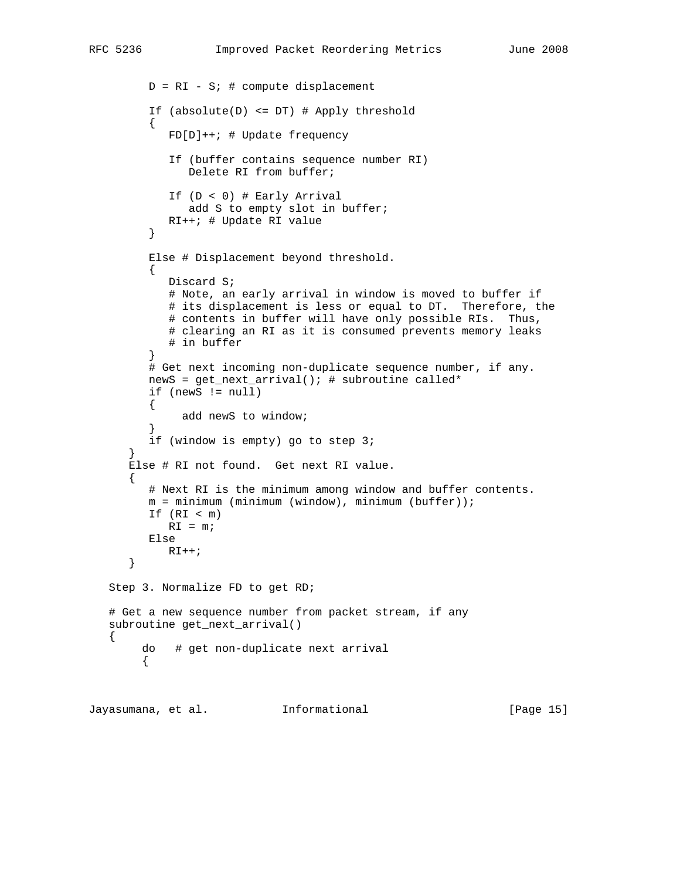```
         D = RI - S; # compute displacement

         If (absolute(D) <= DT) # Apply threshold
         {
            FD[D]++; # Update frequency

            If (buffer contains sequence number RI)
               Delete RI from buffer;

            If (D < 0) # Early Arrival
               add S to empty slot in buffer;
            RI++; # Update RI value
         }

         Else # Displacement beyond threshold.
         {
            Discard S;
            # Note, an early arrival in window is moved to buffer if
            # its displacement is less or equal to DT.  Therefore, the
            # contents in buffer will have only possible RIs.  Thus,
            # clearing an RI as it is consumed prevents memory leaks
            # in buffer
         }
         # Get next incoming non-duplicate sequence number, if any.
         newS = get_next_arrival(); # subroutine called*
         if (newS != null)
         {
             add newS to window;
         }
         if (window is empty) go to step 3;
      }
      Else # RI not found.  Get next RI value.
      {
         # Next RI is the minimum among window and buffer contents.
         m = minimum (minimum (window), minimum (buffer));
         If (RI < m)
            RI = m;
         Else
            RI++;
      }

   Step 3. Normalize FD to get RD;

   # Get a new sequence number from packet stream, if any
   subroutine get_next_arrival()
   {
        do   # get non-duplicate next arrival
        {
```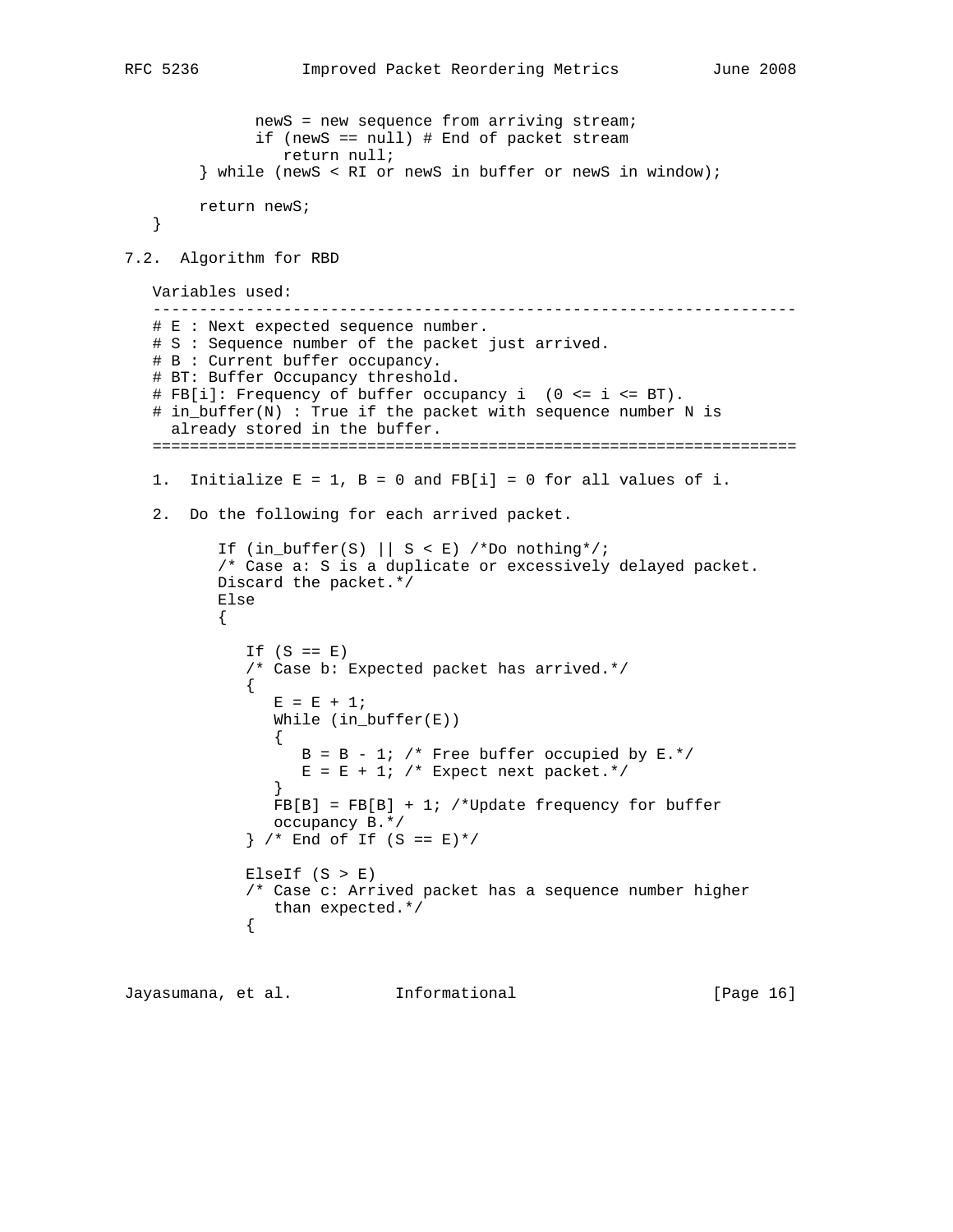```
           newS = new sequence from arriving stream;
           if (newS == null) # End of packet stream
              return null;
     } while (newS < RI or newS in buffer or newS in window);

     return newS;
}
```

### 7.2. Algorithm for RBD

```
Variables used:
--------------------------------------------------------------------
# E : Next expected sequence number.
# S : Sequence number of the packet just arrived.
# B : Current buffer occupancy.
# BT: Buffer Occupancy threshold.
# FB[i]: Frequency of buffer occupancy i  (0 <= i <= BT).
# in_buffer(N) : True if the packet with sequence number N is
  already stored in the buffer.
====================================================================

1.  Initialize E = 1, B = 0 and FB[i] = 0 for all values of i.

2.  Do the following for each arrived packet.

       If (in_buffer(S) || S < E) /*Do nothing*/;
       /* Case a: S is a duplicate or excessively delayed packet.
       Discard the packet.*/
       Else
       {

          If (S == E)
          /* Case b: Expected packet has arrived.*/
          {
             E = E + 1;
             While (in_buffer(E))
             {
                B = B - 1; /* Free buffer occupied by E.*/
                E = E + 1; /* Expect next packet.*/
             }
             FB[B] = FB[B] + 1; /*Update frequency for buffer
             occupancy B.*/
          } /* End of If (S == E)*/

          ElseIf (S > E)
          /* Case c: Arrived packet has a sequence number higher
             than expected.*/
          {
```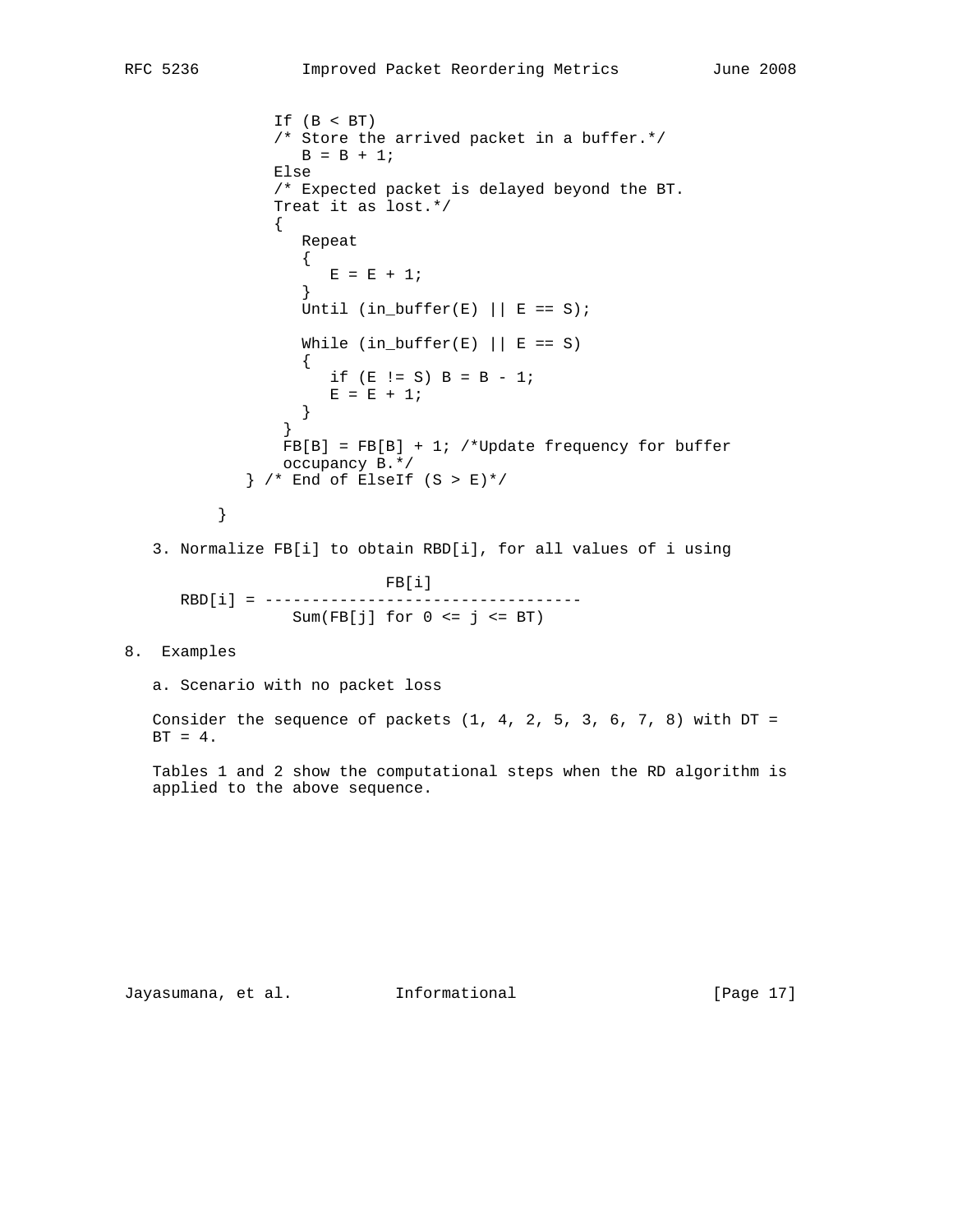```
               If (B < BT)
               /* Store the arrived packet in a buffer.*/
                  B = B + 1;
               Else
               /* Expected packet is delayed beyond the BT.
               Treat it as lost.*/
               {
                  Repeat
                  {
                     E = E + 1;
                  }
                  Until (in_buffer(E) || E == S);

                  While (in_buffer(E) || E == S)
                  {
                     if (E != S) B = B - 1;
                     E = E + 1;
                  }
                }
                FB[B] = FB[B] + 1; /*Update frequency for buffer
                occupancy B.*/
            } /* End of ElseIf (S > E)*/

         }
```

3. Normalize FB[i] to obtain RBD[i], for all values of i using

$$RBD[i] = \frac{FB[i]}{Sum(FB[j] \text{ for } 0 \le j \le BT)}$$

## 8. Examples

a. Scenario with no packet loss

Consider the sequence of packets (1, 4, 2, 5, 3, 6, 7, 8) with DT = BT = 4.

Tables 1 and 2 show the computational steps when the RD algorithm is applied to the above sequence.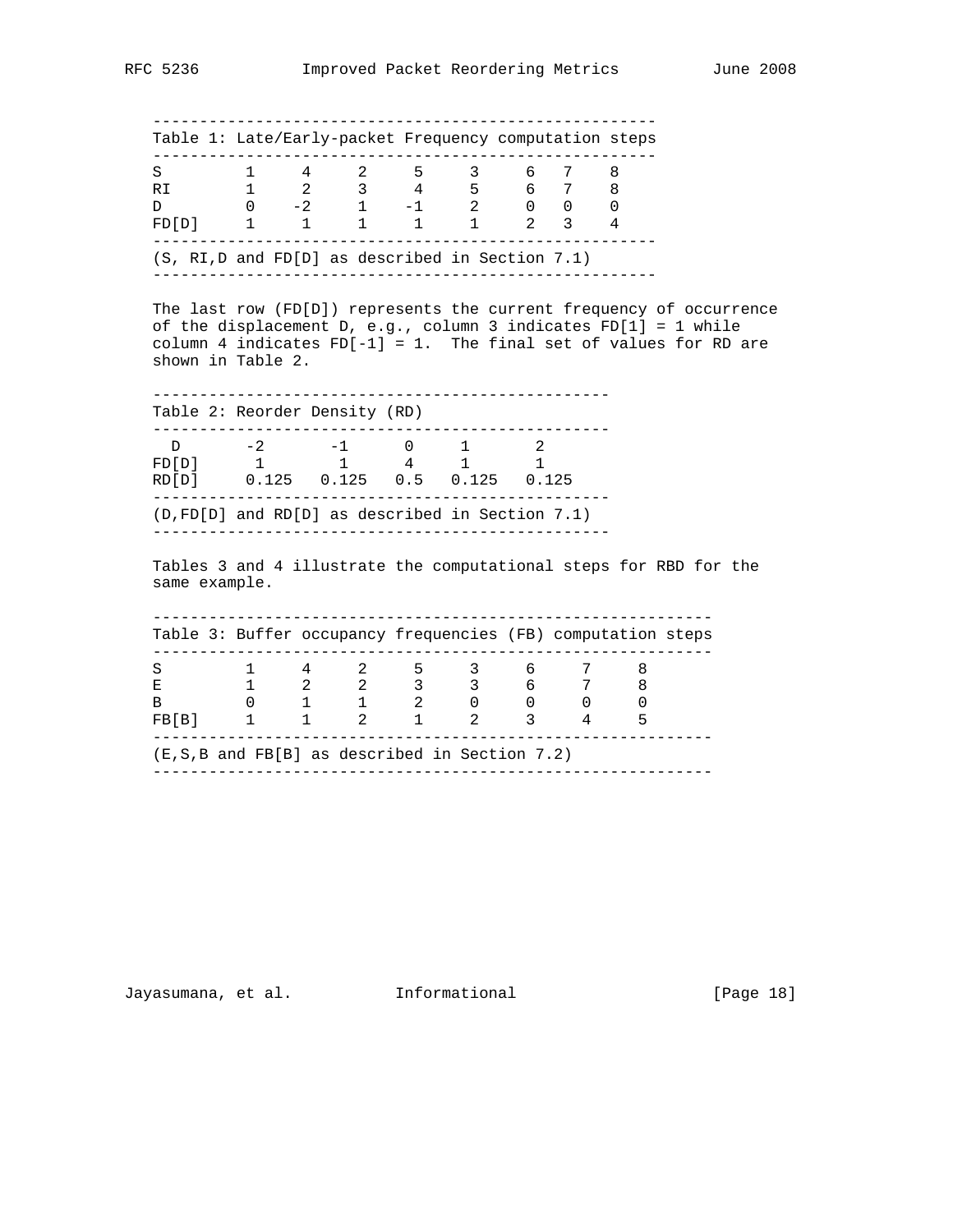Table 1: Late/Early-packet Frequency computation steps

| | | | | | | | | |
|---|---|---|---|---|---|---|---|---|
| S | 1 | 4 | 2 | 5 | 3 | 6 | 7 | 8 |
| RI | 1 | 2 | 3 | 4 | 5 | 6 | 7 | 8 |
| D | 0 | -2 | 1 | -1 | 2 | 0 | 0 | 0 |
| FD[D] | 1 | 1 | 1 | 1 | 1 | 2 | 3 | 4 |

(S, RI,D and FD[D] as described in Section 7.1)

The last row (FD[D]) represents the current frequency of occurrence of the displacement D, e.g., column 3 indicates FD[1] = 1 while column 4 indicates FD[-1] = 1. The final set of values for RD are shown in Table 2.

Table 2: Reorder Density (RD)

| D | -2 | -1 | 0 | 1 | 2 |
|---|---|---|---|---|---|
| FD[D] | 1 | 1 | 4 | 1 | 1 |
| RD[D] | 0.125 | 0.125 | 0.5 | 0.125 | 0.125 |

(D,FD[D] and RD[D] as described in Section 7.1)

Tables 3 and 4 illustrate the computational steps for RBD for the same example.

Table 3: Buffer occupancy frequencies (FB) computation steps

| | | | | | | | | |
|---|---|---|---|---|---|---|---|---|
| S | 1 | 4 | 2 | 5 | 3 | 6 | 7 | 8 |
| E | 1 | 2 | 2 | 3 | 3 | 6 | 7 | 8 |
| B | 0 | 1 | 1 | 2 | 0 | 0 | 0 | 0 |
| FB[B] | 1 | 1 | 2 | 1 | 2 | 3 | 4 | 5 |

(E,S,B and FB[B] as described in Section 7.2)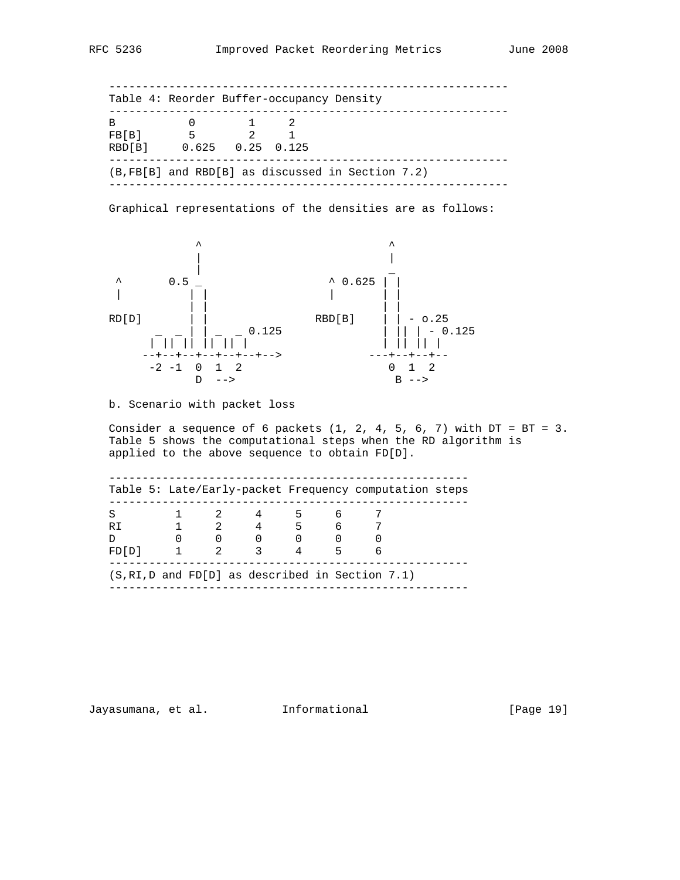| Table 4: Reorder Buffer-occupancy Density | | | |
|---|---|---|---|
| B | 0 | 1 | 2 |
| FB[B] | 5 | 2 | 1 |
| RBD[B] | 0.625 | 0.25 | 0.125 |

(B,FB[B] and RBD[B] as discussed in Section 7.2)

Graphical representations of the densities are as follows:

```
              ^                            ^
              |                            |
              |                            _
  ^       0.5 _                  ^ 0.625  | |
  |          | |                 |        | |
             | |                          | |
 RD[D]       | |               RBD[B]     | | - o.25
        _  _ | | _  _ 0.125               | || | - 0.125
       | || || || || |                    | || || |
     --+--+--+--+--+-->                ---+--+--+--
       -2 -1  0  1  2                     0  1  2
              D  -->                       B -->
```

b. Scenario with packet loss

Consider a sequence of 6 packets (1, 2, 4, 5, 6, 7) with DT = BT = 3. Table 5 shows the computational steps when the RD algorithm is applied to the above sequence to obtain FD[D].

| Table 5: Late/Early-packet Frequency computation steps | | | | | | |
|---|---|---|---|---|---|---|
| S | 1 | 2 | 4 | 5 | 6 | 7 |
| RI | 1 | 2 | 4 | 5 | 6 | 7 |
| D | 0 | 0 | 0 | 0 | 0 | 0 |
| FD[D] | 1 | 2 | 3 | 4 | 5 | 6 |

(S,RI,D and FD[D] as described in Section 7.1)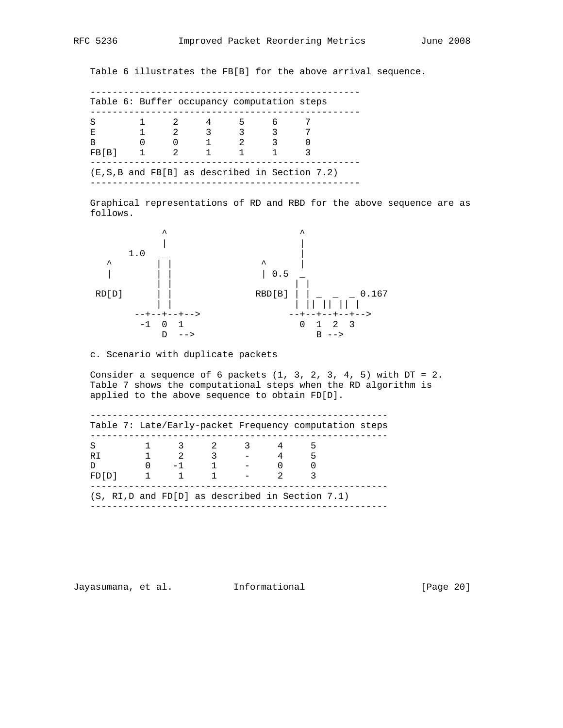Table 6 illustrates the FB[B] for the above arrival sequence.

Table 6: Buffer occupancy computation steps

| S | 1 | 2 | 4 | 5 | 6 | 7 |
|---|---|---|---|---|---|---|
| E | 1 | 2 | 3 | 3 | 3 | 7 |
| B | 0 | 0 | 1 | 2 | 3 | 0 |
| FB[B] | 1 | 2 | 1 | 1 | 1 | 3 |

(E,S,B and FB[B] as described in Section 7.2)

Graphical representations of RD and RBD for the above sequence are as follows.

```
             ^                          ^
             |                          |
       1.0   _                          |
   ^        | |               ^         |
   |        | |               | 0.5  _
            | |                     | |
 RD[D]      | |             RBD[B] | | _  _  _ 0.167
            | |                     | || || || |
        --+--+--+-->              --+--+--+--+-->
         -1  0  1                   0  1  2  3
             D  -->                    B -->
```

c. Scenario with duplicate packets

Consider a sequence of 6 packets (1, 3, 2, 3, 4, 5) with DT = 2. Table 7 shows the computational steps when the RD algorithm is applied to the above sequence to obtain FD[D].

Table 7: Late/Early-packet Frequency computation steps

| S | 1 | 3 | 2 | 3 | 4 | 5 |
|---|---|---|---|---|---|---|
| RI | 1 | 2 | 3 | - | 4 | 5 |
| D | 0 | -1 | 1 | - | 0 | 0 |
| FD[D] | 1 | 1 | 1 | - | 2 | 3 |

(S, RI,D and FD[D] as described in Section 7.1)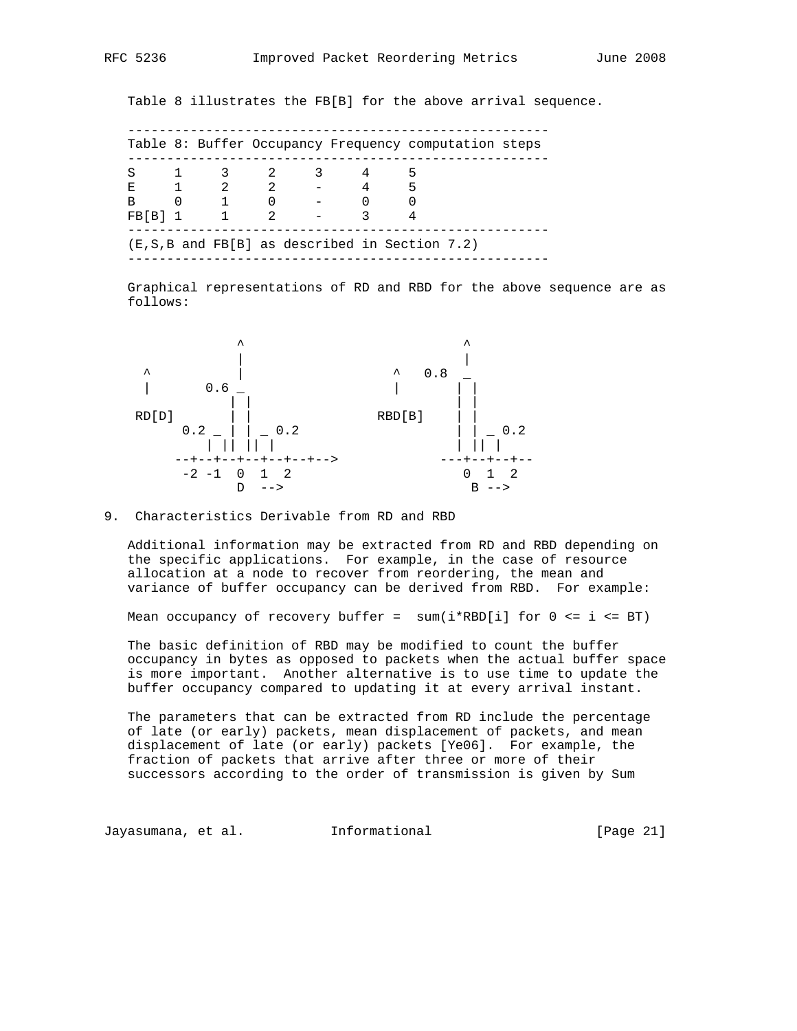Table 8 illustrates the FB[B] for the above arrival sequence.

```
-----------------------------------------------------
Table 8: Buffer Occupancy Frequency computation steps
-----------------------------------------------------
S     1     3     2     3     4     5
E     1     2     2     -     4     5
B     0     1     0     -     0     0
FB[B] 1     1     2     -     3     4
-----------------------------------------------------
(E,S,B and FB[B] as described in Section 7.2)
-----------------------------------------------------
```

Graphical representations of RD and RBD for the above sequence are as follows:

```
             ^                             ^
             |                             |
 ^           |                  ^   0.8  _
 |       0.6 _                  |       | |
            | |                         | |
RD[D]       | |              RBD[B]     | |
      0.2 _ | | _ 0.2                   | | _ 0.2
         | || || |                      | || |
      --+--+--+--+--+--+-->          ---+--+--+--
       -2 -1  0  1  2                   0  1  2
              D  -->                     B -->
```

## 9. Characteristics Derivable from RD and RBD

Additional information may be extracted from RD and RBD depending on the specific applications. For example, in the case of resource allocation at a node to recover from reordering, the mean and variance of buffer occupancy can be derived from RBD. For example:

Mean occupancy of recovery buffer = sum(i*RBD[i] for 0 <= i <= BT)

The basic definition of RBD may be modified to count the buffer occupancy in bytes as opposed to packets when the actual buffer space is more important. Another alternative is to use time to update the buffer occupancy compared to updating it at every arrival instant.

The parameters that can be extracted from RD include the percentage of late (or early) packets, mean displacement of packets, and mean displacement of late (or early) packets [Ye06]. For example, the fraction of packets that arrive after three or more of their successors according to the order of transmission is given by Sum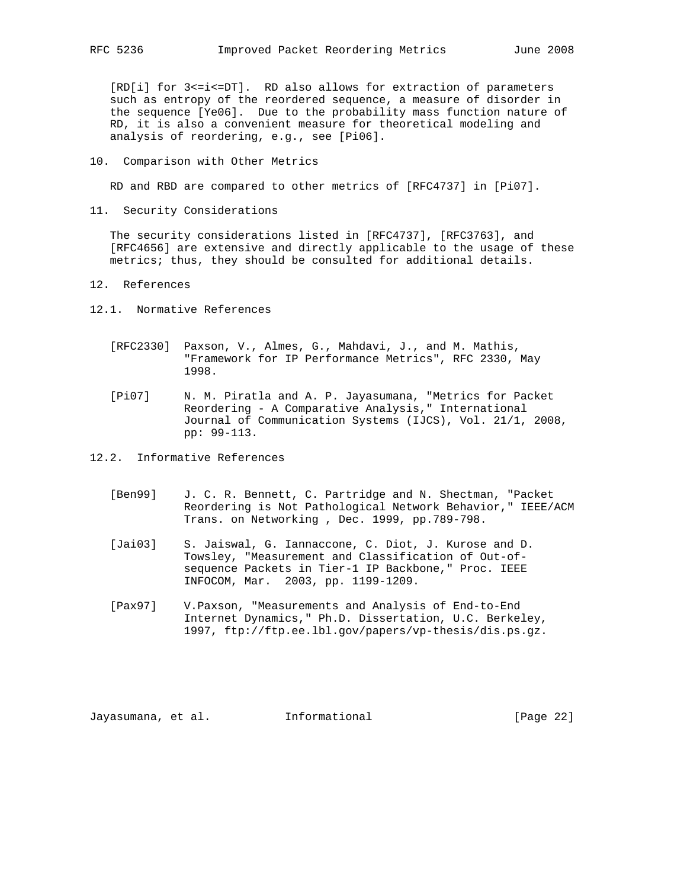[RD[i] for 3<=i<=DT]. RD also allows for extraction of parameters such as entropy of the reordered sequence, a measure of disorder in the sequence [Ye06]. Due to the probability mass function nature of RD, it is also a convenient measure for theoretical modeling and analysis of reordering, e.g., see [Pi06].

## 10. Comparison with Other Metrics

RD and RBD are compared to other metrics of [RFC4737] in [Pi07].

## 11. Security Considerations

The security considerations listed in [RFC4737], [RFC3763], and [RFC4656] are extensive and directly applicable to the usage of these metrics; thus, they should be consulted for additional details.

## 12. References

### 12.1. Normative References

[RFC2330] Paxson, V., Almes, G., Mahdavi, J., and M. Mathis, "Framework for IP Performance Metrics", RFC 2330, May 1998.

[Pi07] N. M. Piratla and A. P. Jayasumana, "Metrics for Packet Reordering - A Comparative Analysis," International Journal of Communication Systems (IJCS), Vol. 21/1, 2008, pp: 99-113.

### 12.2. Informative References

[Ben99] J. C. R. Bennett, C. Partridge and N. Shectman, "Packet Reordering is Not Pathological Network Behavior," IEEE/ACM Trans. on Networking , Dec. 1999, pp.789-798.

[Jai03] S. Jaiswal, G. Iannaccone, C. Diot, J. Kurose and D. Towsley, "Measurement and Classification of Out-of-sequence Packets in Tier-1 IP Backbone," Proc. IEEE INFOCOM, Mar. 2003, pp. 1199-1209.

[Pax97] V.Paxson, "Measurements and Analysis of End-to-End Internet Dynamics," Ph.D. Dissertation, U.C. Berkeley, 1997, ftp://ftp.ee.lbl.gov/papers/vp-thesis/dis.ps.gz.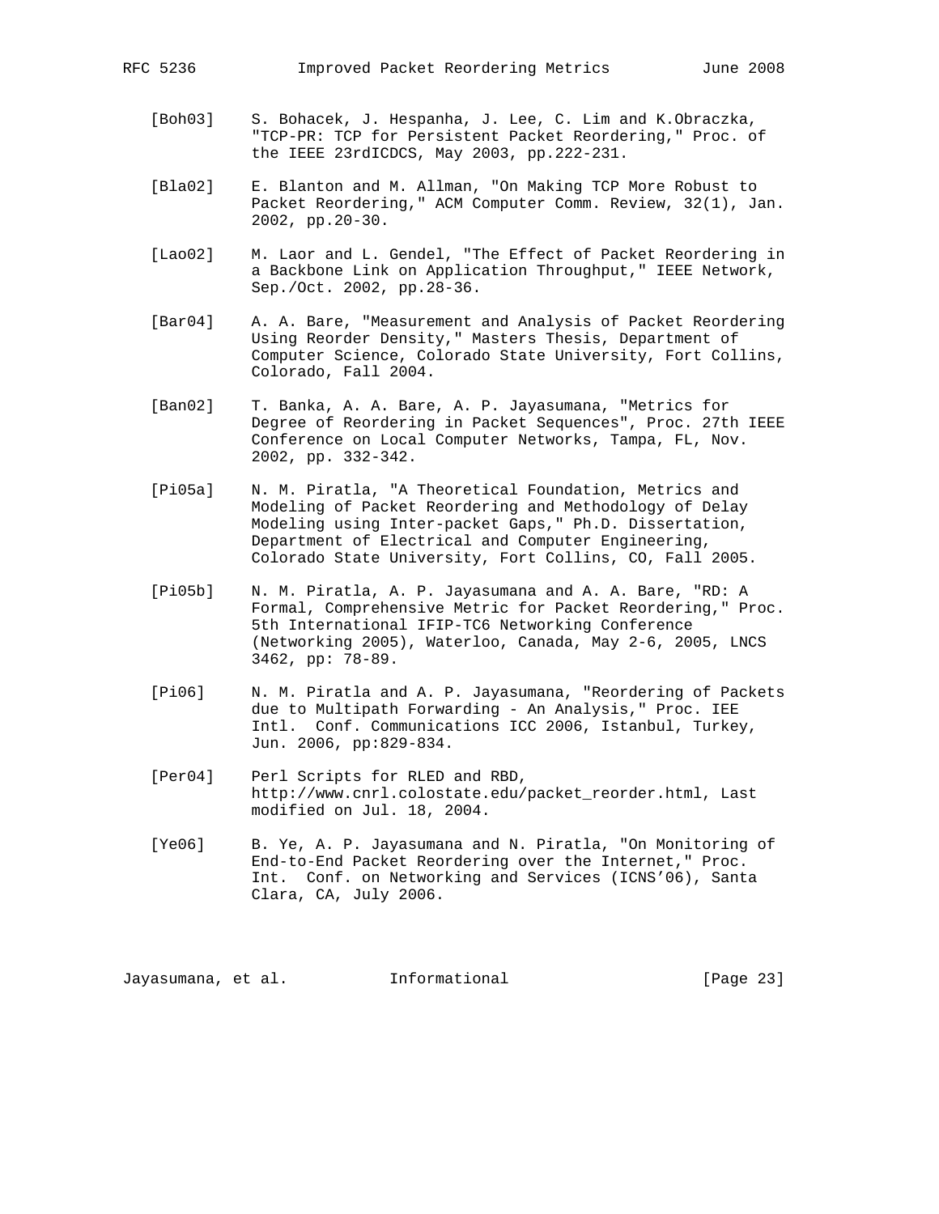[Boh03] S. Bohacek, J. Hespanha, J. Lee, C. Lim and K.Obraczka, "TCP-PR: TCP for Persistent Packet Reordering," Proc. of the IEEE 23rdICDCS, May 2003, pp.222-231.

[Bla02] E. Blanton and M. Allman, "On Making TCP More Robust to Packet Reordering," ACM Computer Comm. Review, 32(1), Jan. 2002, pp.20-30.

[Lao02] M. Laor and L. Gendel, "The Effect of Packet Reordering in a Backbone Link on Application Throughput," IEEE Network, Sep./Oct. 2002, pp.28-36.

[Bar04] A. A. Bare, "Measurement and Analysis of Packet Reordering Using Reorder Density," Masters Thesis, Department of Computer Science, Colorado State University, Fort Collins, Colorado, Fall 2004.

[Ban02] T. Banka, A. A. Bare, A. P. Jayasumana, "Metrics for Degree of Reordering in Packet Sequences", Proc. 27th IEEE Conference on Local Computer Networks, Tampa, FL, Nov. 2002, pp. 332-342.

[Pi05a] N. M. Piratla, "A Theoretical Foundation, Metrics and Modeling of Packet Reordering and Methodology of Delay Modeling using Inter-packet Gaps," Ph.D. Dissertation, Department of Electrical and Computer Engineering, Colorado State University, Fort Collins, CO, Fall 2005.

[Pi05b] N. M. Piratla, A. P. Jayasumana and A. A. Bare, "RD: A Formal, Comprehensive Metric for Packet Reordering," Proc. 5th International IFIP-TC6 Networking Conference (Networking 2005), Waterloo, Canada, May 2-6, 2005, LNCS 3462, pp: 78-89.

[Pi06] N. M. Piratla and A. P. Jayasumana, "Reordering of Packets due to Multipath Forwarding - An Analysis," Proc. IEE Intl. Conf. Communications ICC 2006, Istanbul, Turkey, Jun. 2006, pp:829-834.

[Per04] Perl Scripts for RLED and RBD, http://www.cnrl.colostate.edu/packet_reorder.html, Last modified on Jul. 18, 2004.

[Ye06] B. Ye, A. P. Jayasumana and N. Piratla, "On Monitoring of End-to-End Packet Reordering over the Internet," Proc. Int. Conf. on Networking and Services (ICNS'06), Santa Clara, CA, July 2006.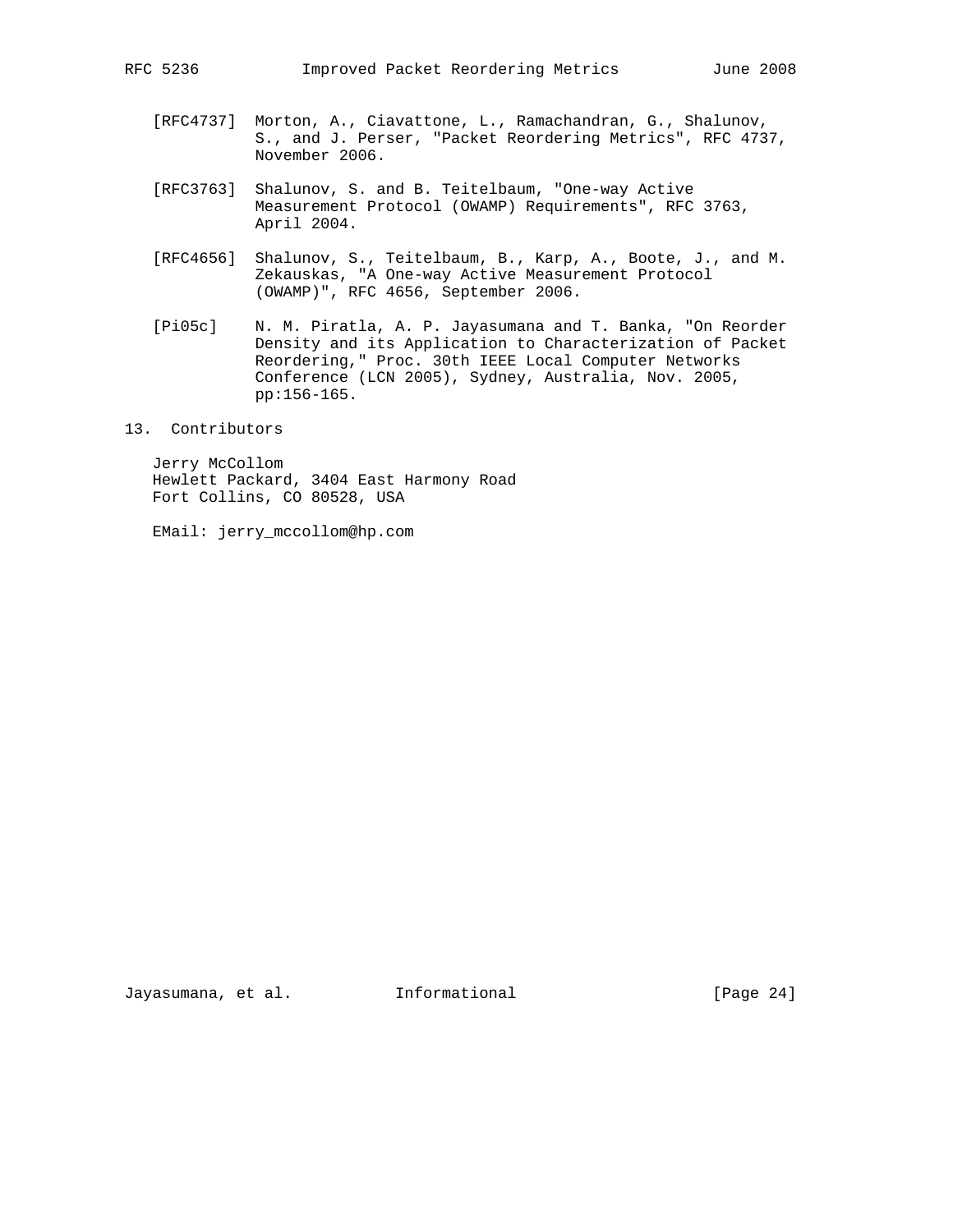[RFC4737] Morton, A., Ciavattone, L., Ramachandran, G., Shalunov, S., and J. Perser, "Packet Reordering Metrics", RFC 4737, November 2006.

[RFC3763] Shalunov, S. and B. Teitelbaum, "One-way Active Measurement Protocol (OWAMP) Requirements", RFC 3763, April 2004.

[RFC4656] Shalunov, S., Teitelbaum, B., Karp, A., Boote, J., and M. Zekauskas, "A One-way Active Measurement Protocol (OWAMP)", RFC 4656, September 2006.

[Pi05c] N. M. Piratla, A. P. Jayasumana and T. Banka, "On Reorder Density and its Application to Characterization of Packet Reordering," Proc. 30th IEEE Local Computer Networks Conference (LCN 2005), Sydney, Australia, Nov. 2005, pp:156-165.

## 13. Contributors

Jerry McCollom
Hewlett Packard, 3404 East Harmony Road
Fort Collins, CO 80528, USA

EMail: jerry_mccollom@hp.com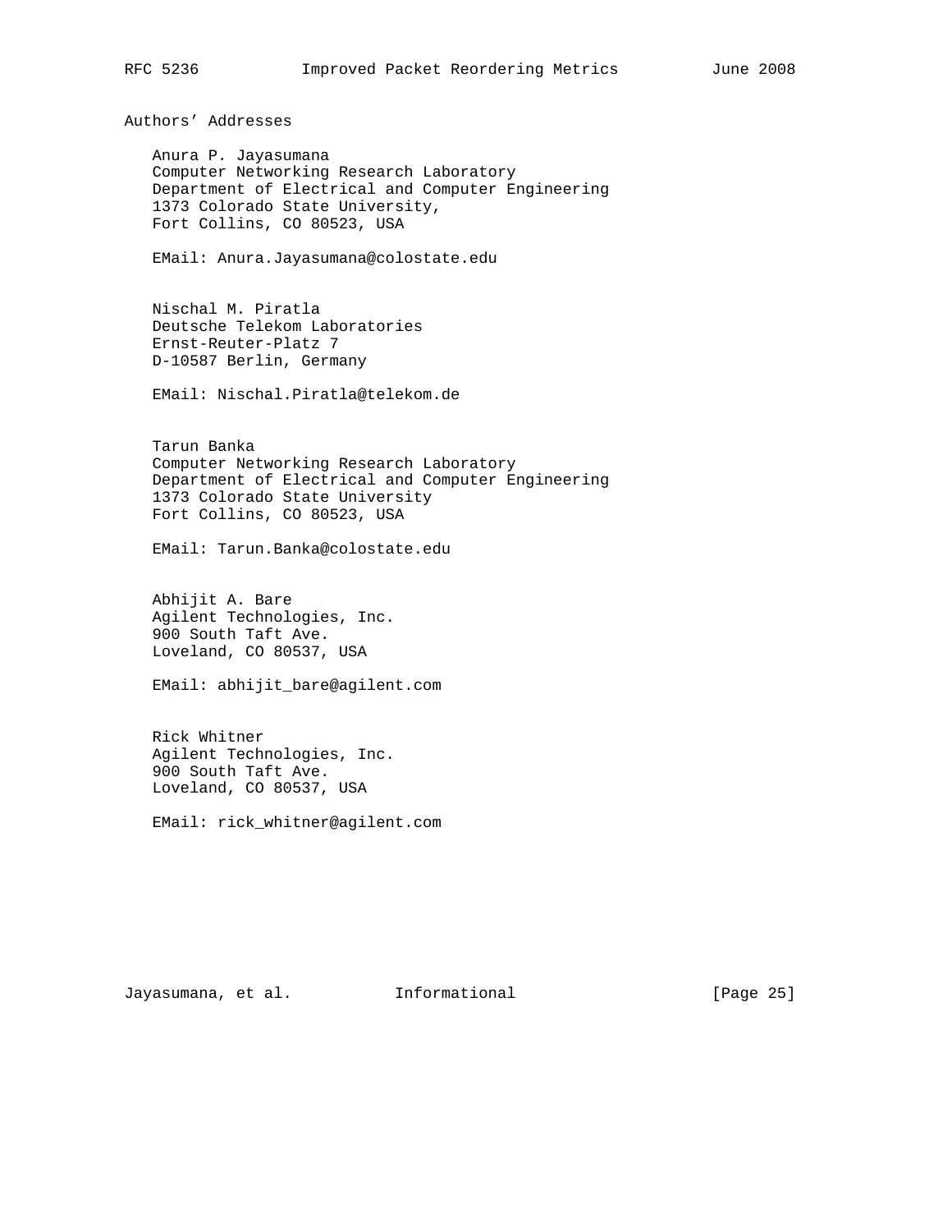## Authors' Addresses

Anura P. Jayasumana
Computer Networking Research Laboratory
Department of Electrical and Computer Engineering
1373 Colorado State University,
Fort Collins, CO 80523, USA

EMail: Anura.Jayasumana@colostate.edu

Nischal M. Piratla
Deutsche Telekom Laboratories
Ernst-Reuter-Platz 7
D-10587 Berlin, Germany

EMail: Nischal.Piratla@telekom.de

Tarun Banka
Computer Networking Research Laboratory
Department of Electrical and Computer Engineering
1373 Colorado State University
Fort Collins, CO 80523, USA

EMail: Tarun.Banka@colostate.edu

Abhijit A. Bare
Agilent Technologies, Inc.
900 South Taft Ave.
Loveland, CO 80537, USA

EMail: abhijit_bare@agilent.com

Rick Whitner
Agilent Technologies, Inc.
900 South Taft Ave.
Loveland, CO 80537, USA

EMail: rick_whitner@agilent.com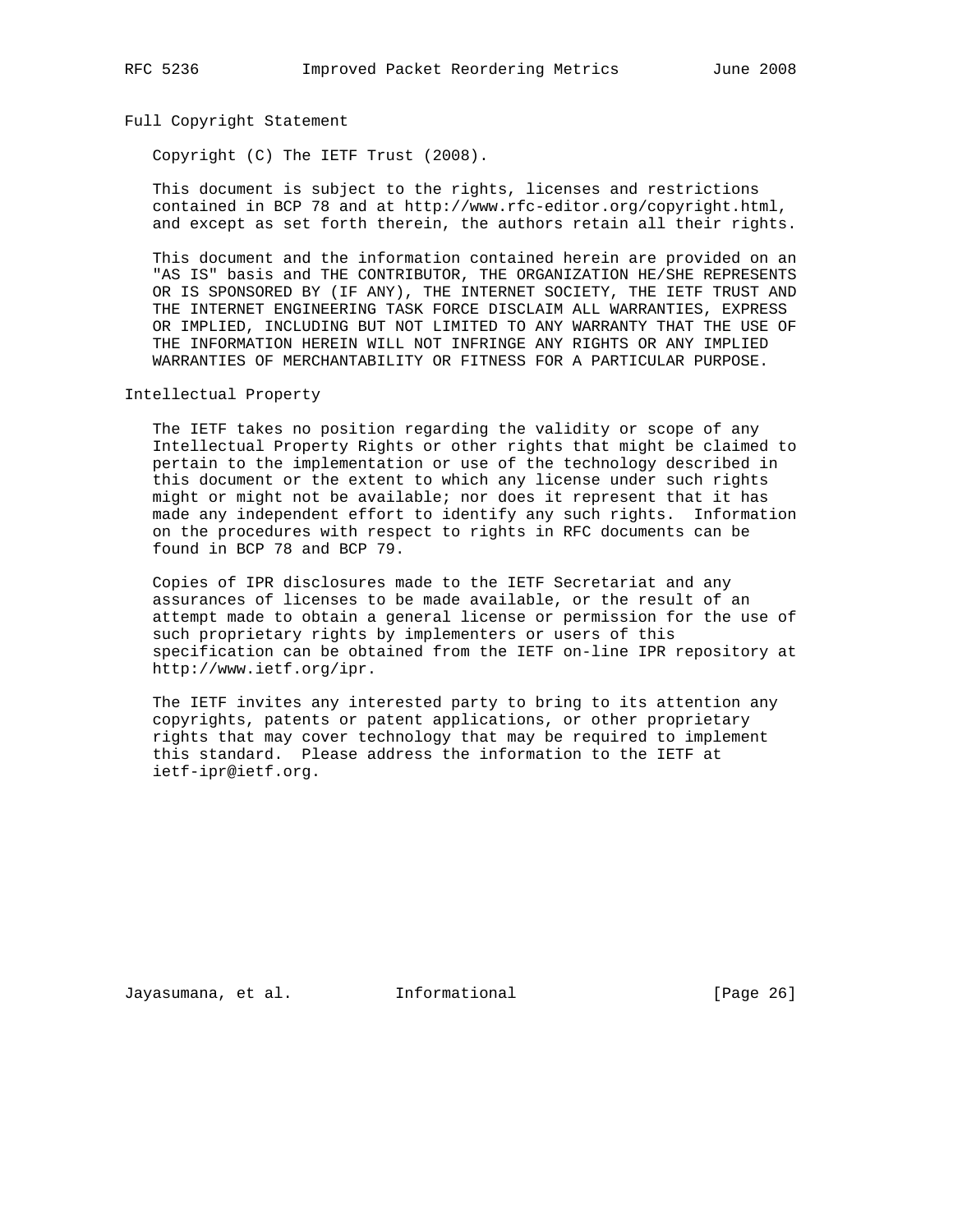## Full Copyright Statement

Copyright (C) The IETF Trust (2008).

This document is subject to the rights, licenses and restrictions contained in BCP 78 and at http://www.rfc-editor.org/copyright.html, and except as set forth therein, the authors retain all their rights.

This document and the information contained herein are provided on an "AS IS" basis and THE CONTRIBUTOR, THE ORGANIZATION HE/SHE REPRESENTS OR IS SPONSORED BY (IF ANY), THE INTERNET SOCIETY, THE IETF TRUST AND THE INTERNET ENGINEERING TASK FORCE DISCLAIM ALL WARRANTIES, EXPRESS OR IMPLIED, INCLUDING BUT NOT LIMITED TO ANY WARRANTY THAT THE USE OF THE INFORMATION HEREIN WILL NOT INFRINGE ANY RIGHTS OR ANY IMPLIED WARRANTIES OF MERCHANTABILITY OR FITNESS FOR A PARTICULAR PURPOSE.

## Intellectual Property

The IETF takes no position regarding the validity or scope of any Intellectual Property Rights or other rights that might be claimed to pertain to the implementation or use of the technology described in this document or the extent to which any license under such rights might or might not be available; nor does it represent that it has made any independent effort to identify any such rights. Information on the procedures with respect to rights in RFC documents can be found in BCP 78 and BCP 79.

Copies of IPR disclosures made to the IETF Secretariat and any assurances of licenses to be made available, or the result of an attempt made to obtain a general license or permission for the use of such proprietary rights by implementers or users of this specification can be obtained from the IETF on-line IPR repository at http://www.ietf.org/ipr.

The IETF invites any interested party to bring to its attention any copyrights, patents or patent applications, or other proprietary rights that may cover technology that may be required to implement this standard. Please address the information to the IETF at ietf-ipr@ietf.org.